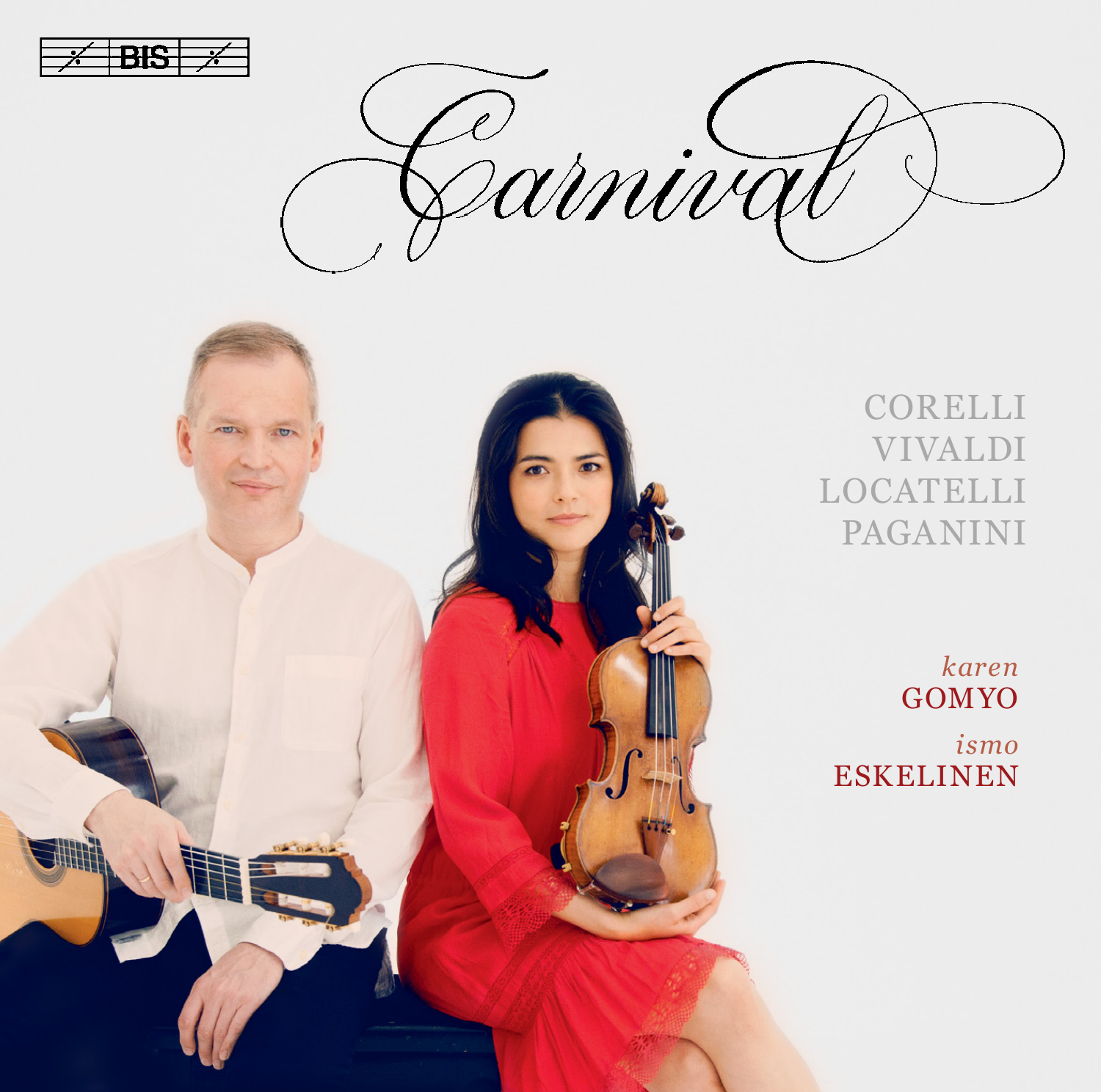BIS

# Carnival

CORELLI
VIVALDI
LOCATELLI
PAGANINI

*karen*
**GOMYO**

*ismo*
**ESKELINEN**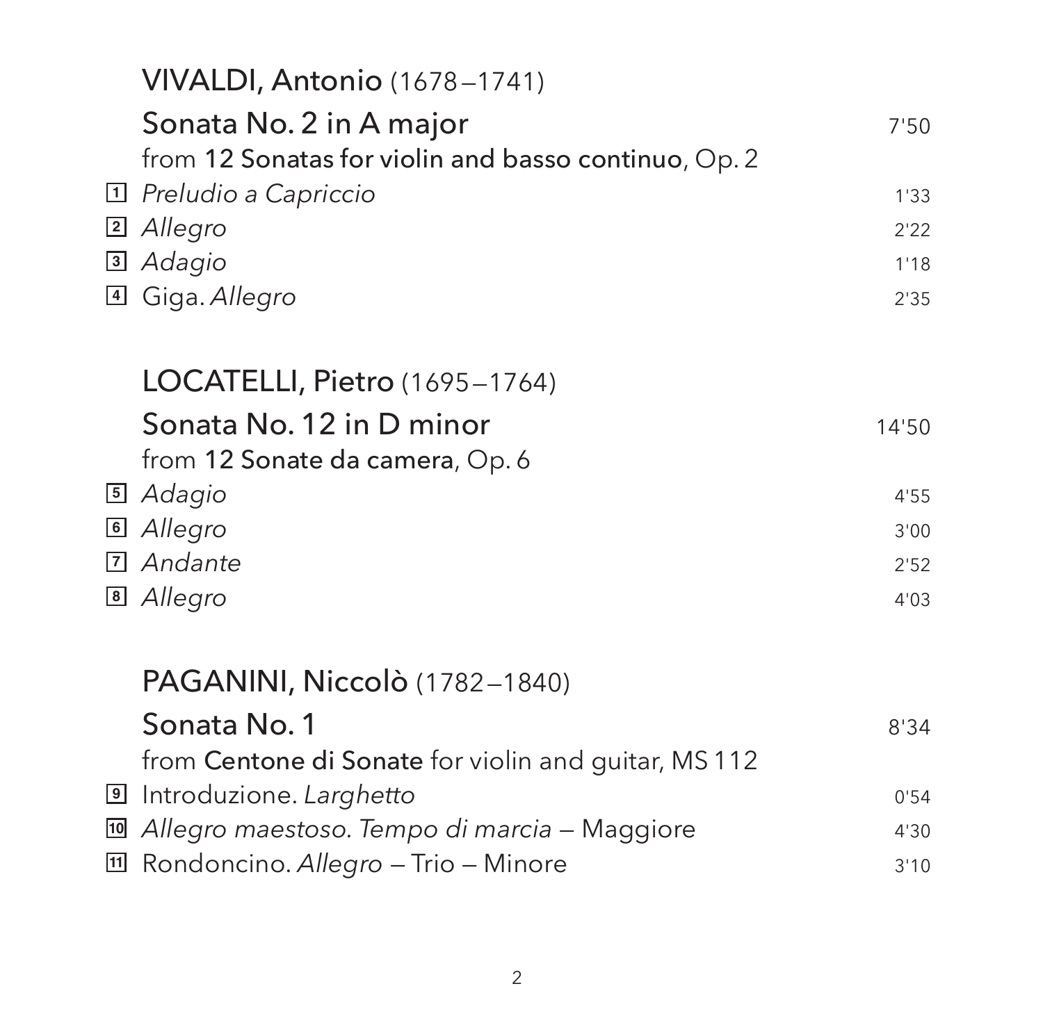## VIVALDI, Antonio (1678–1741)

### Sonata No. 2 in A major — 7'50

from **12 Sonatas for violin and basso continuo**, Op. 2

1. *Preludio a Capriccio* — 1'33
2. *Allegro* — 2'22
3. *Adagio* — 1'18
4. Giga. *Allegro* — 2'35

## LOCATELLI, Pietro (1695–1764)

### Sonata No. 12 in D minor — 14'50

from **12 Sonate da camera**, Op. 6

5. *Adagio* — 4'55
6. *Allegro* — 3'00
7. *Andante* — 2'52
8. *Allegro* — 4'03

## PAGANINI, Niccolò (1782–1840)

### Sonata No. 1 — 8'34

from **Centone di Sonate** for violin and guitar, MS 112

9. Introduzione. *Larghetto* — 0'54
10. *Allegro maestoso. Tempo di marcia* – Maggiore — 4'30
11. Rondoncino. *Allegro* – Trio – Minore — 3'10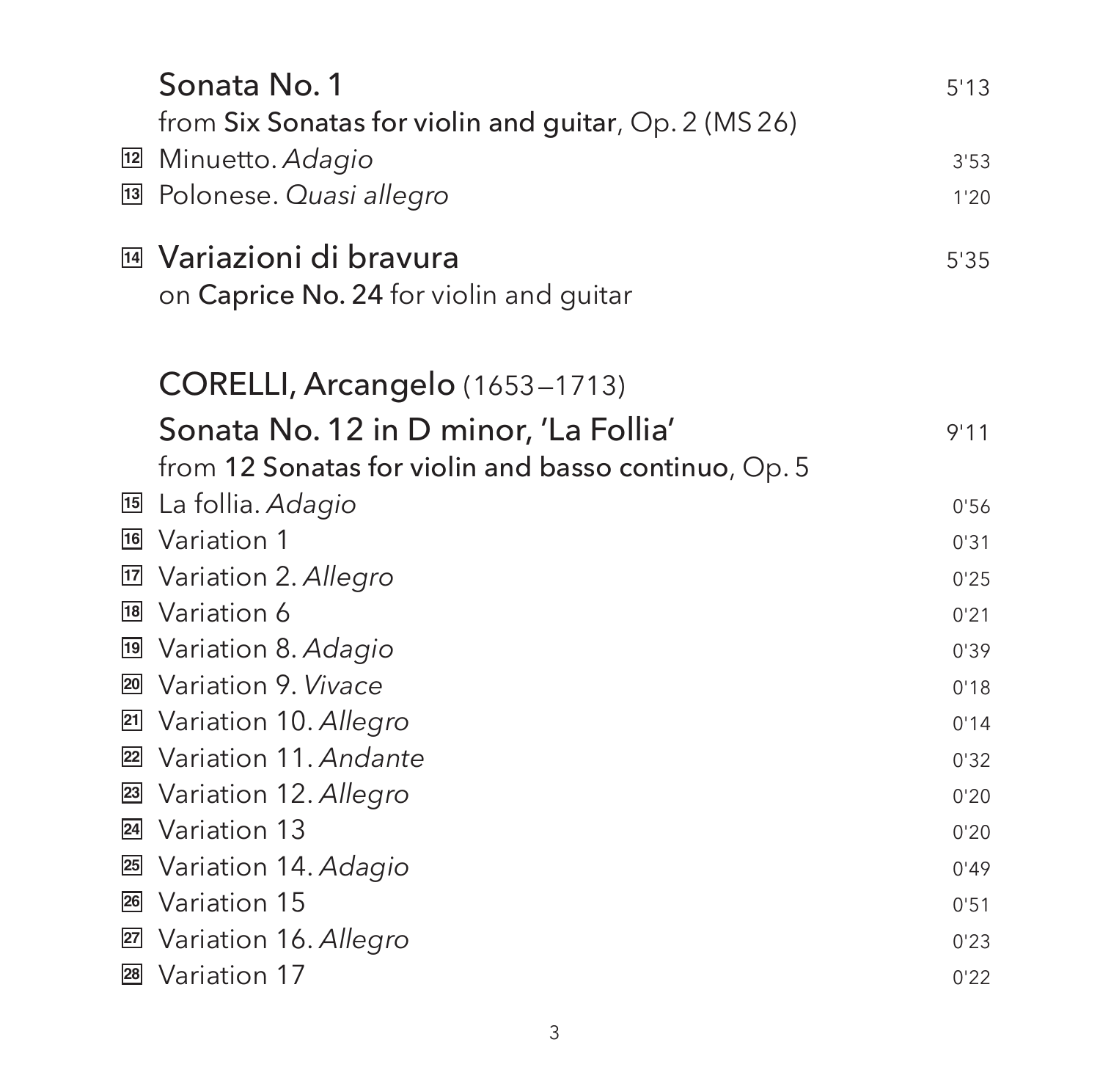**Sonata No. 1** 5'13
from **Six Sonatas for violin and guitar**, Op. 2 (MS 26)

12 Minuetto. *Adagio* 3'53
13 Polonese. *Quasi allegro* 1'20

14 **Variazioni di bravura** 5'35
on **Caprice No. 24** for violin and guitar

**CORELLI, Arcangelo** (1653–1713)

**Sonata No. 12 in D minor, 'La Follia'** 9'11
from **12 Sonatas for violin and basso continuo**, Op. 5

15 La follia. *Adagio* 0'56
16 Variation 1 0'31
17 Variation 2. *Allegro* 0'25
18 Variation 6 0'21
19 Variation 8. *Adagio* 0'39
20 Variation 9. *Vivace* 0'18
21 Variation 10. *Allegro* 0'14
22 Variation 11. *Andante* 0'32
23 Variation 12. *Allegro* 0'20
24 Variation 13 0'20
25 Variation 14. *Adagio* 0'49
26 Variation 15 0'51
27 Variation 16. *Allegro* 0'23
28 Variation 17 0'22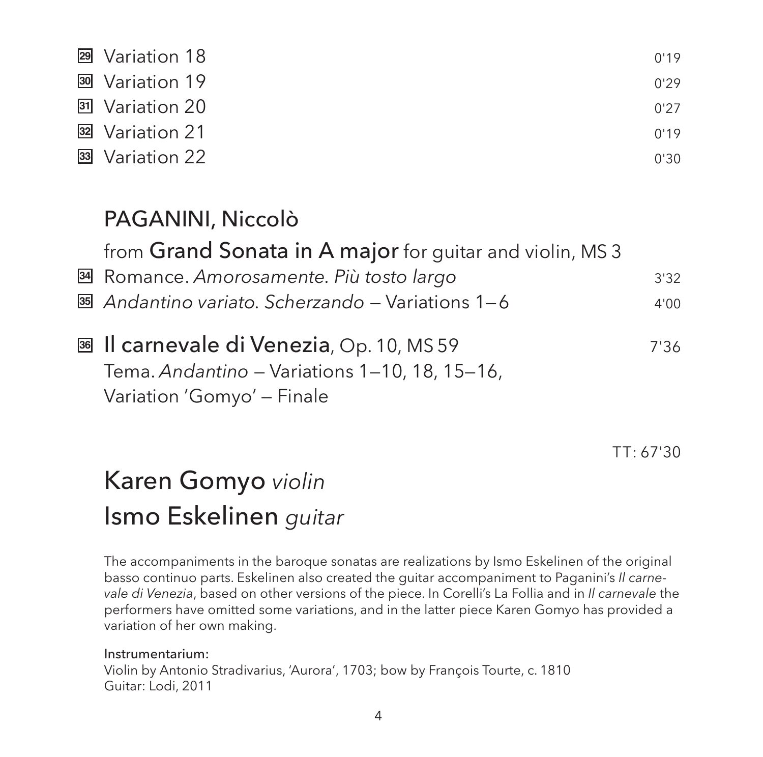29 Variation 18 0'19
30 Variation 19 0'29
31 Variation 20 0'27
32 Variation 21 0'19
33 Variation 22 0'30

## PAGANINI, Niccolò

from **Grand Sonata in A major** for guitar and violin, MS 3

34 Romance. *Amorosamente. Più tosto largo* 3'32
35 *Andantino variato. Scherzando* – Variations 1–6 4'00

36 **Il carnevale di Venezia**, Op. 10, MS 59 7'36
Tema. *Andantino* – Variations 1–10, 18, 15–16,
Variation 'Gomyo' – Finale

TT: 67'30

## Karen Gomyo *violin*
## Ismo Eskelinen *guitar*

The accompaniments in the baroque sonatas are realizations by Ismo Eskelinen of the original basso continuo parts. Eskelinen also created the guitar accompaniment to Paganini's *Il carnevale di Venezia*, based on other versions of the piece. In Corelli's La Follia and in *Il carnevale* the performers have omitted some variations, and in the latter piece Karen Gomyo has provided a variation of her own making.

Instrumentarium:
Violin by Antonio Stradivarius, 'Aurora', 1703; bow by François Tourte, c. 1810
Guitar: Lodi, 2011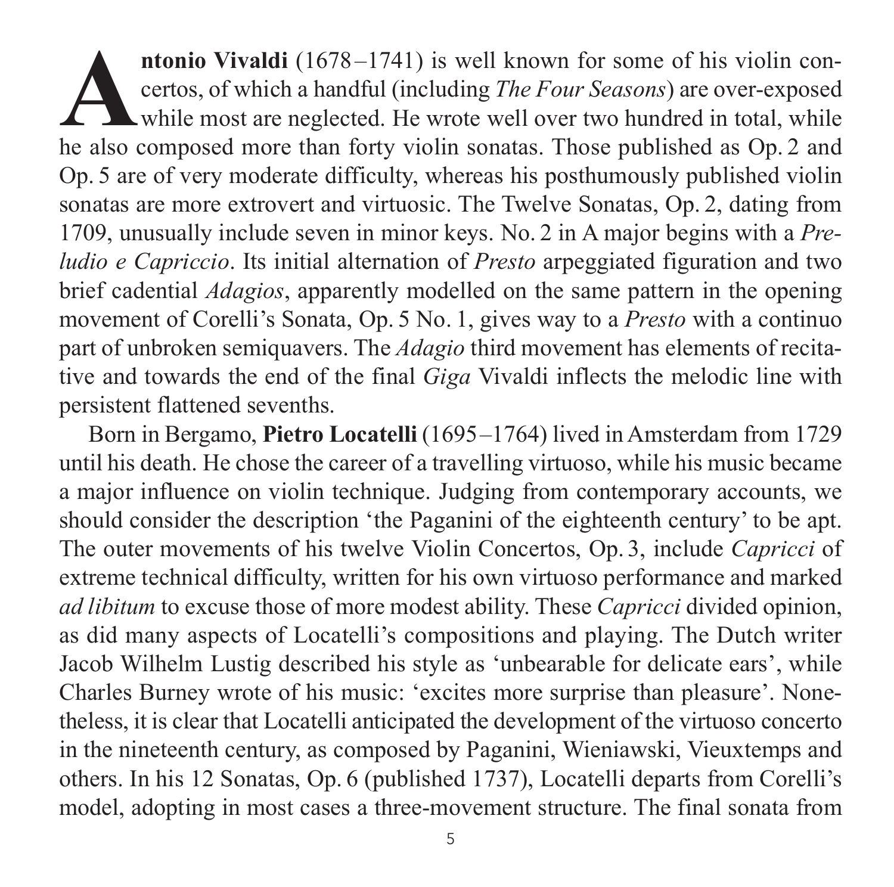**Antonio Vivaldi** (1678–1741) is well known for some of his violin concertos, of which a handful (including *The Four Seasons*) are over-exposed while most are neglected. He wrote well over two hundred in total, while he also composed more than forty violin sonatas. Those published as Op. 2 and Op. 5 are of very moderate difficulty, whereas his posthumously published violin sonatas are more extrovert and virtuosic. The Twelve Sonatas, Op. 2, dating from 1709, unusually include seven in minor keys. No. 2 in A major begins with a *Preludio e Capriccio*. Its initial alternation of *Presto* arpeggiated figuration and two brief cadential *Adagios*, apparently modelled on the same pattern in the opening movement of Corelli's Sonata, Op. 5 No. 1, gives way to a *Presto* with a continuo part of unbroken semiquavers. The *Adagio* third movement has elements of recitative and towards the end of the final *Giga* Vivaldi inflects the melodic line with persistent flattened sevenths.

Born in Bergamo, **Pietro Locatelli** (1695–1764) lived in Amsterdam from 1729 until his death. He chose the career of a travelling virtuoso, while his music became a major influence on violin technique. Judging from contemporary accounts, we should consider the description 'the Paganini of the eighteenth century' to be apt. The outer movements of his twelve Violin Concertos, Op. 3, include *Capricci* of extreme technical difficulty, written for his own virtuoso performance and marked *ad libitum* to excuse those of more modest ability. These *Capricci* divided opinion, as did many aspects of Locatelli's compositions and playing. The Dutch writer Jacob Wilhelm Lustig described his style as 'unbearable for delicate ears', while Charles Burney wrote of his music: 'excites more surprise than pleasure'. Nonetheless, it is clear that Locatelli anticipated the development of the virtuoso concerto in the nineteenth century, as composed by Paganini, Wieniawski, Vieuxtemps and others. In his 12 Sonatas, Op. 6 (published 1737), Locatelli departs from Corelli's model, adopting in most cases a three-movement structure. The final sonata from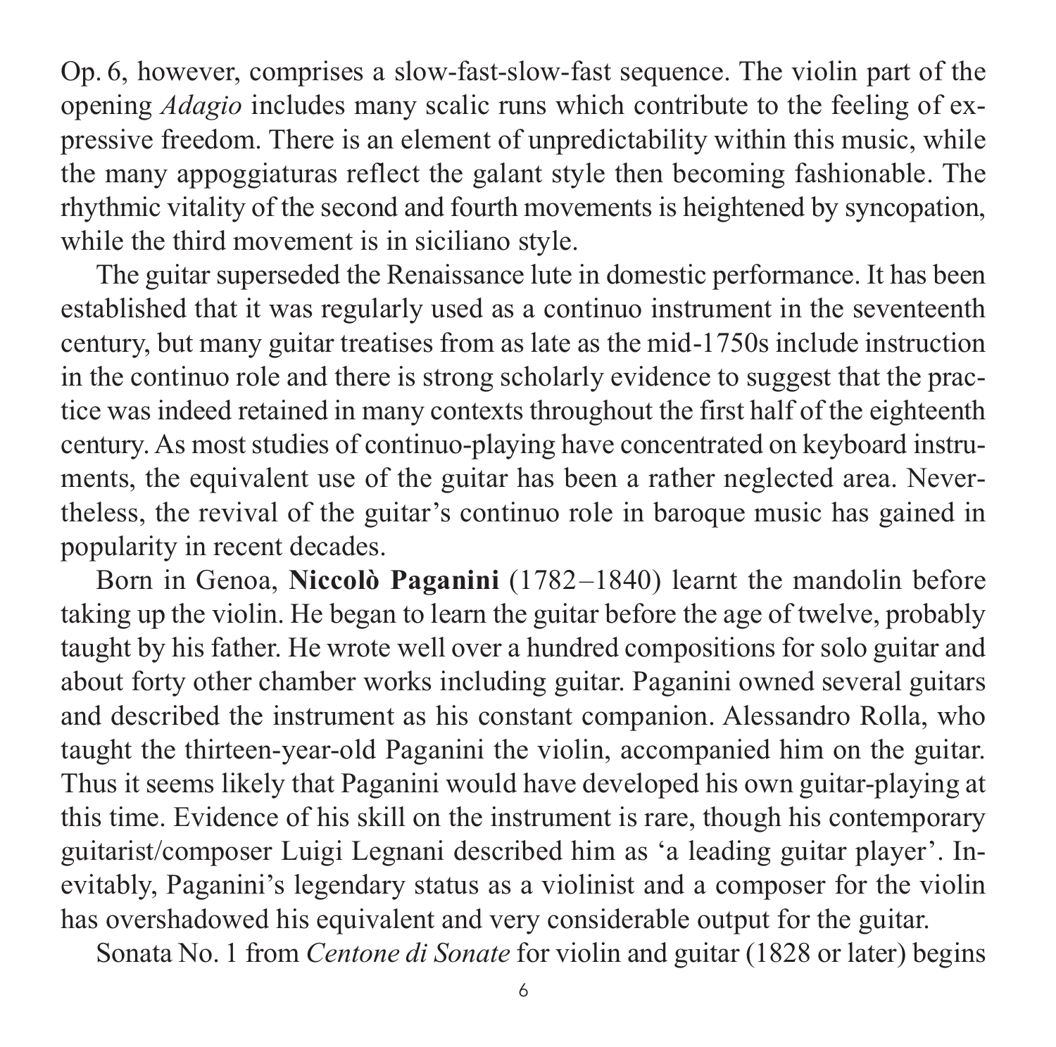Op. 6, however, comprises a slow-fast-slow-fast sequence. The violin part of the opening *Adagio* includes many scalic runs which contribute to the feeling of expressive freedom. There is an element of unpredictability within this music, while the many appoggiaturas reflect the galant style then becoming fashionable. The rhythmic vitality of the second and fourth movements is heightened by syncopation, while the third movement is in siciliano style.

The guitar superseded the Renaissance lute in domestic performance. It has been established that it was regularly used as a continuo instrument in the seventeenth century, but many guitar treatises from as late as the mid-1750s include instruction in the continuo role and there is strong scholarly evidence to suggest that the practice was indeed retained in many contexts throughout the first half of the eighteenth century. As most studies of continuo-playing have concentrated on keyboard instruments, the equivalent use of the guitar has been a rather neglected area. Nevertheless, the revival of the guitar's continuo role in baroque music has gained in popularity in recent decades.

Born in Genoa, **Niccolò Paganini** (1782–1840) learnt the mandolin before taking up the violin. He began to learn the guitar before the age of twelve, probably taught by his father. He wrote well over a hundred compositions for solo guitar and about forty other chamber works including guitar. Paganini owned several guitars and described the instrument as his constant companion. Alessandro Rolla, who taught the thirteen-year-old Paganini the violin, accompanied him on the guitar. Thus it seems likely that Paganini would have developed his own guitar-playing at this time. Evidence of his skill on the instrument is rare, though his contemporary guitarist/composer Luigi Legnani described him as 'a leading guitar player'. Inevitably, Paganini's legendary status as a violinist and a composer for the violin has overshadowed his equivalent and very considerable output for the guitar.

Sonata No. 1 from *Centone di Sonate* for violin and guitar (1828 or later) begins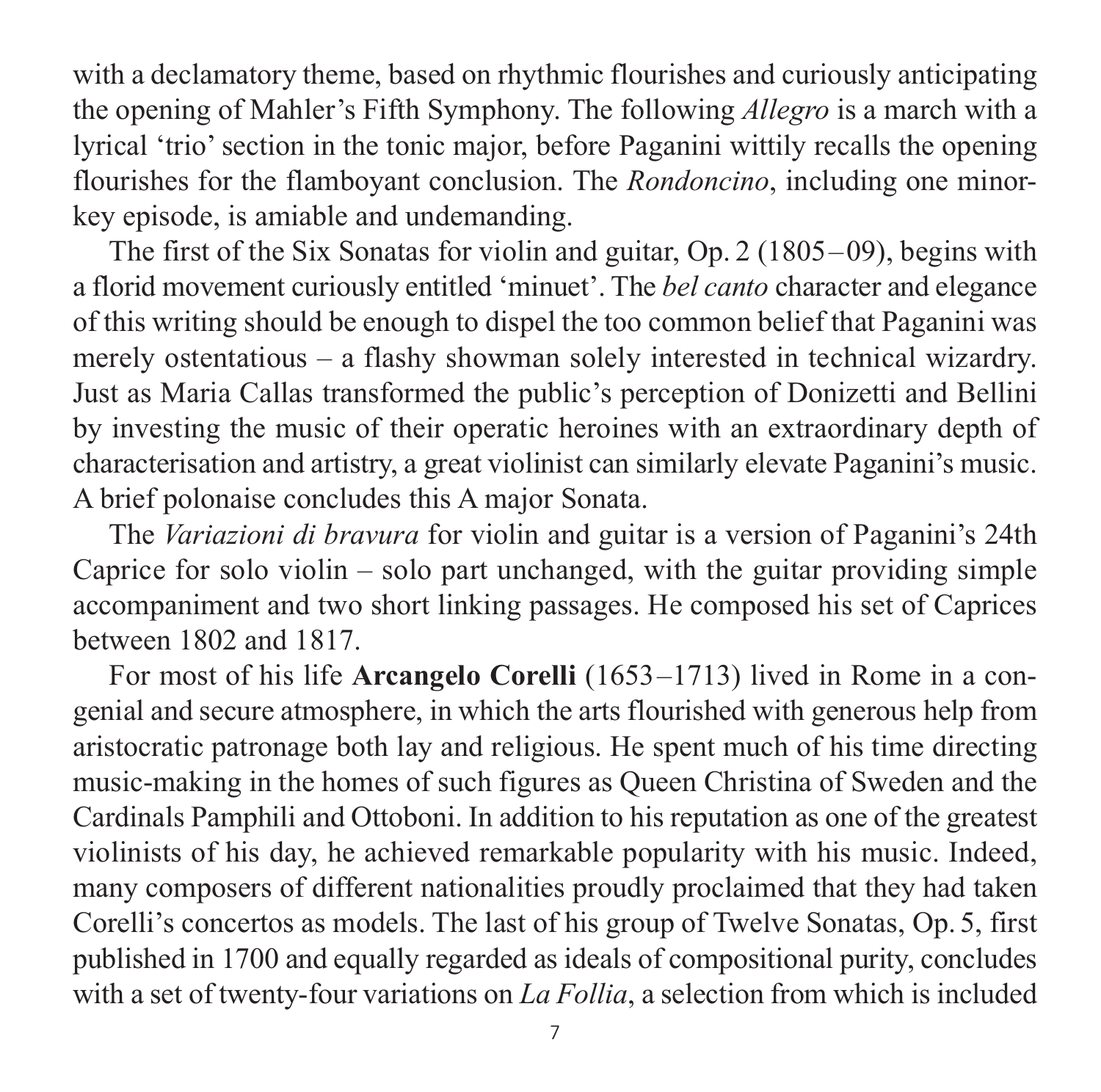with a declamatory theme, based on rhythmic flourishes and curiously anticipating the opening of Mahler's Fifth Symphony. The following *Allegro* is a march with a lyrical 'trio' section in the tonic major, before Paganini wittily recalls the opening flourishes for the flamboyant conclusion. The *Rondoncino*, including one minor-key episode, is amiable and undemanding.

The first of the Six Sonatas for violin and guitar, Op. 2 (1805–09), begins with a florid movement curiously entitled 'minuet'. The *bel canto* character and elegance of this writing should be enough to dispel the too common belief that Paganini was merely ostentatious – a flashy showman solely interested in technical wizardry. Just as Maria Callas transformed the public's perception of Donizetti and Bellini by investing the music of their operatic heroines with an extraordinary depth of characterisation and artistry, a great violinist can similarly elevate Paganini's music. A brief polonaise concludes this A major Sonata.

The *Variazioni di bravura* for violin and guitar is a version of Paganini's 24th Caprice for solo violin – solo part unchanged, with the guitar providing simple accompaniment and two short linking passages. He composed his set of Caprices between 1802 and 1817.

For most of his life **Arcangelo Corelli** (1653–1713) lived in Rome in a congenial and secure atmosphere, in which the arts flourished with generous help from aristocratic patronage both lay and religious. He spent much of his time directing music-making in the homes of such figures as Queen Christina of Sweden and the Cardinals Pamphili and Ottoboni. In addition to his reputation as one of the greatest violinists of his day, he achieved remarkable popularity with his music. Indeed, many composers of different nationalities proudly proclaimed that they had taken Corelli's concertos as models. The last of his group of Twelve Sonatas, Op. 5, first published in 1700 and equally regarded as ideals of compositional purity, concludes with a set of twenty-four variations on *La Follia*, a selection from which is included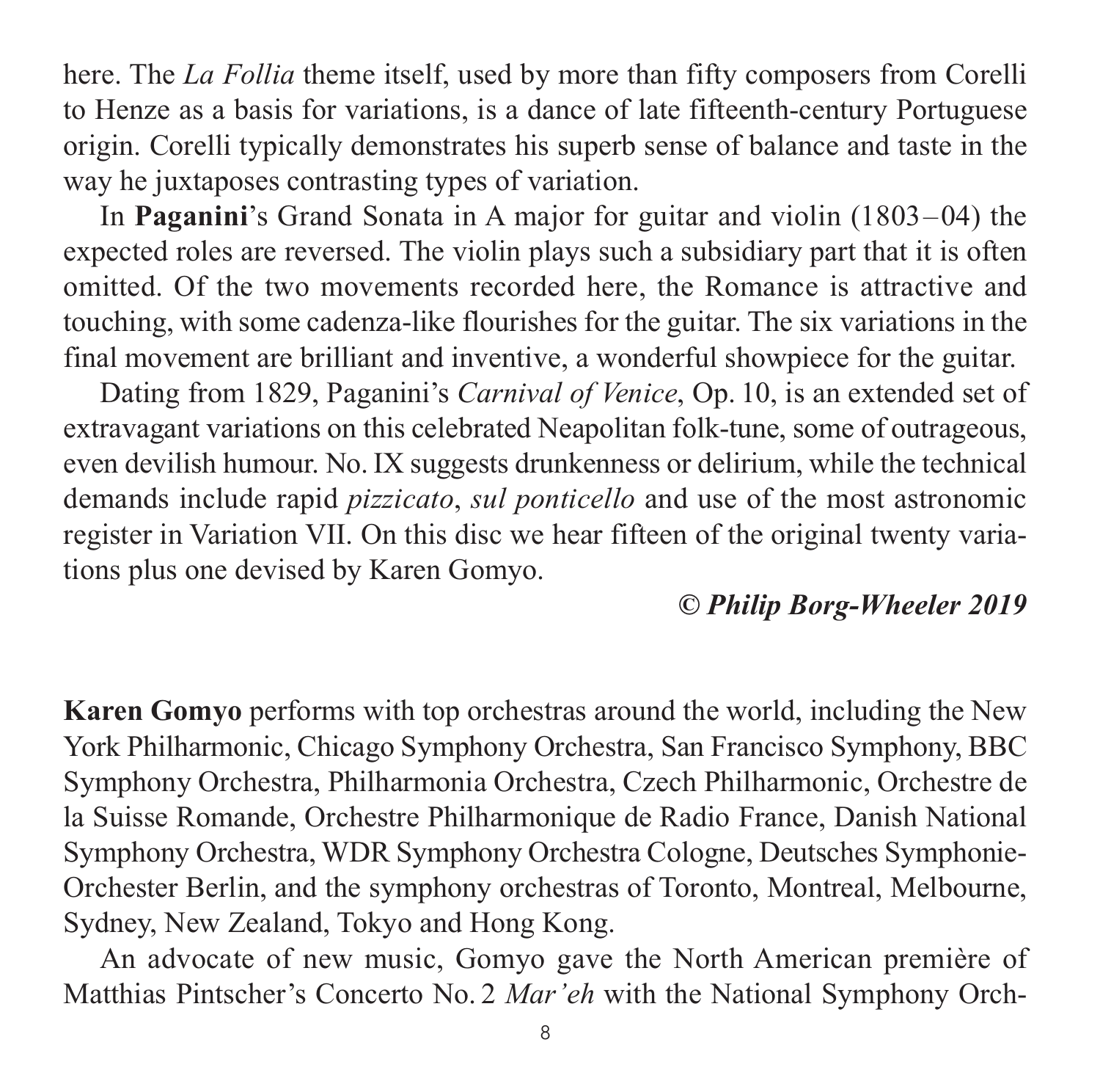here. The *La Follia* theme itself, used by more than fifty composers from Corelli to Henze as a basis for variations, is a dance of late fifteenth-century Portuguese origin. Corelli typically demonstrates his superb sense of balance and taste in the way he juxtaposes contrasting types of variation.

In **Paganini**'s Grand Sonata in A major for guitar and violin (1803–04) the expected roles are reversed. The violin plays such a subsidiary part that it is often omitted. Of the two movements recorded here, the Romance is attractive and touching, with some cadenza-like flourishes for the guitar. The six variations in the final movement are brilliant and inventive, a wonderful showpiece for the guitar.

Dating from 1829, Paganini's *Carnival of Venice*, Op. 10, is an extended set of extravagant variations on this celebrated Neapolitan folk-tune, some of outrageous, even devilish humour. No. IX suggests drunkenness or delirium, while the technical demands include rapid *pizzicato*, *sul ponticello* and use of the most astronomic register in Variation VII. On this disc we hear fifteen of the original twenty variations plus one devised by Karen Gomyo.

***© Philip Borg-Wheeler 2019***

**Karen Gomyo** performs with top orchestras around the world, including the New York Philharmonic, Chicago Symphony Orchestra, San Francisco Symphony, BBC Symphony Orchestra, Philharmonia Orchestra, Czech Philharmonic, Orchestre de la Suisse Romande, Orchestre Philharmonique de Radio France, Danish National Symphony Orchestra, WDR Symphony Orchestra Cologne, Deutsches Symphonie-Orchester Berlin, and the symphony orchestras of Toronto, Montreal, Melbourne, Sydney, New Zealand, Tokyo and Hong Kong.

An advocate of new music, Gomyo gave the North American première of Matthias Pintscher's Concerto No. 2 *Mar'eh* with the National Symphony Orch-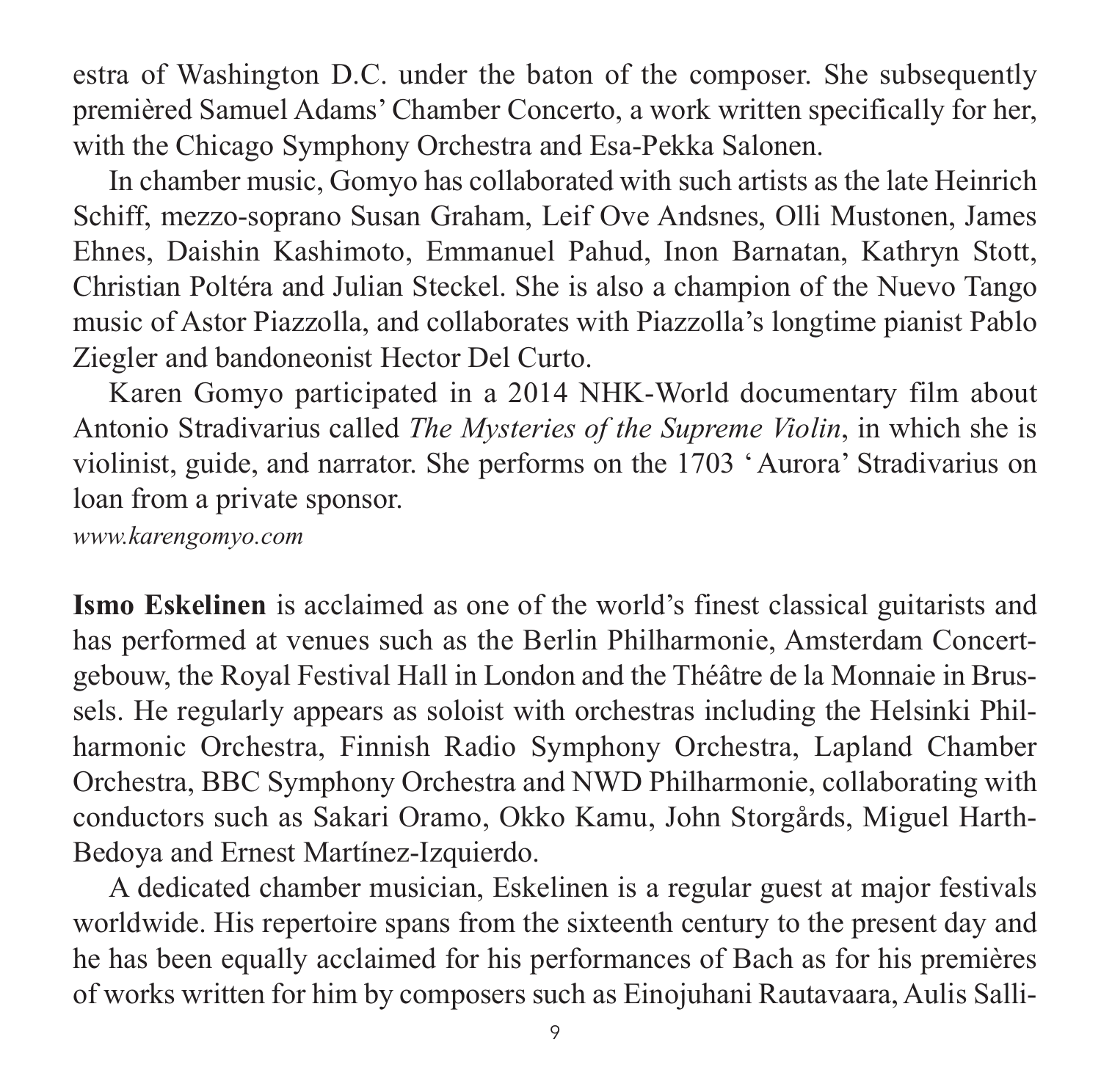estra of Washington D.C. under the baton of the composer. She subsequently premièred Samuel Adams' Chamber Concerto, a work written specifically for her, with the Chicago Symphony Orchestra and Esa-Pekka Salonen.

In chamber music, Gomyo has collaborated with such artists as the late Heinrich Schiff, mezzo-soprano Susan Graham, Leif Ove Andsnes, Olli Mustonen, James Ehnes, Daishin Kashimoto, Emmanuel Pahud, Inon Barnatan, Kathryn Stott, Christian Poltéra and Julian Steckel. She is also a champion of the Nuevo Tango music of Astor Piazzolla, and collaborates with Piazzolla's longtime pianist Pablo Ziegler and bandoneonist Hector Del Curto.

Karen Gomyo participated in a 2014 NHK-World documentary film about Antonio Stradivarius called *The Mysteries of the Supreme Violin*, in which she is violinist, guide, and narrator. She performs on the 1703 'Aurora' Stradivarius on loan from a private sponsor.

*www.karengomyo.com*

**Ismo Eskelinen** is acclaimed as one of the world's finest classical guitarists and has performed at venues such as the Berlin Philharmonie, Amsterdam Concertgebouw, the Royal Festival Hall in London and the Théâtre de la Monnaie in Brussels. He regularly appears as soloist with orchestras including the Helsinki Philharmonic Orchestra, Finnish Radio Symphony Orchestra, Lapland Chamber Orchestra, BBC Symphony Orchestra and NWD Philharmonie, collaborating with conductors such as Sakari Oramo, Okko Kamu, John Storgårds, Miguel Harth-Bedoya and Ernest Martínez-Izquierdo.

A dedicated chamber musician, Eskelinen is a regular guest at major festivals worldwide. His repertoire spans from the sixteenth century to the present day and he has been equally acclaimed for his performances of Bach as for his premières of works written for him by composers such as Einojuhani Rautavaara, Aulis Salli-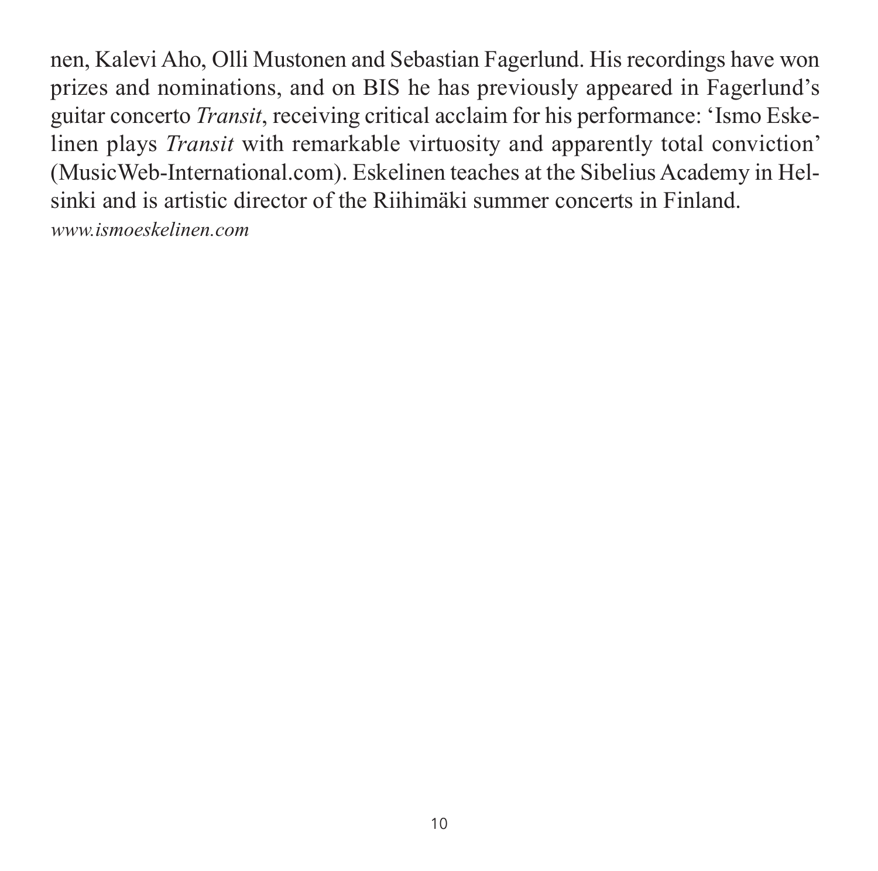nen, Kalevi Aho, Olli Mustonen and Sebastian Fagerlund. His recordings have won prizes and nominations, and on BIS he has previously appeared in Fagerlund's guitar concerto *Transit*, receiving critical acclaim for his performance: 'Ismo Eskelinen plays *Transit* with remarkable virtuosity and apparently total conviction' (MusicWeb-International.com). Eskelinen teaches at the Sibelius Academy in Helsinki and is artistic director of the Riihimäki summer concerts in Finland.
*www.ismoeskelinen.com*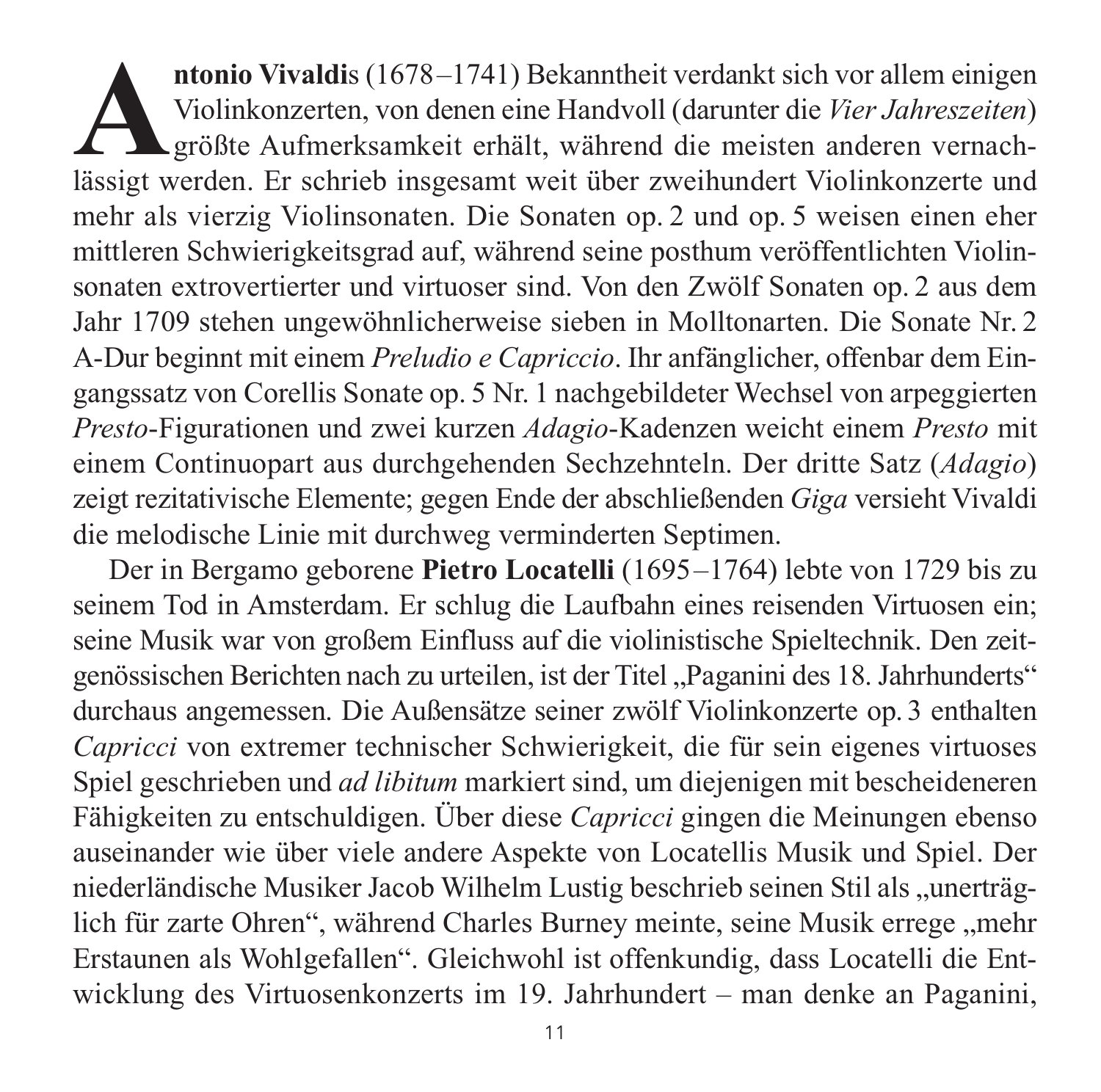**Antonio Vivaldi**s (1678–1741) Bekanntheit verdankt sich vor allem einigen Violinkonzerten, von denen eine Handvoll (darunter die *Vier Jahreszeiten*) größte Aufmerksamkeit erhält, während die meisten anderen vernachlässigt werden. Er schrieb insgesamt weit über zweihundert Violinkonzerte und mehr als vierzig Violinsonaten. Die Sonaten op. 2 und op. 5 weisen einen eher mittleren Schwierigkeitsgrad auf, während seine posthum veröffentlichten Violinsonaten extrovertierter und virtuoser sind. Von den Zwölf Sonaten op. 2 aus dem Jahr 1709 stehen ungewöhnlicherweise sieben in Molltonarten. Die Sonate Nr. 2 A-Dur beginnt mit einem *Preludio e Capriccio*. Ihr anfänglicher, offenbar dem Eingangssatz von Corellis Sonate op. 5 Nr. 1 nachgebildeter Wechsel von arpeggierten *Presto*-Figurationen und zwei kurzen *Adagio*-Kadenzen weicht einem *Presto* mit einem Continuopart aus durchgehenden Sechzehnteln. Der dritte Satz (*Adagio*) zeigt rezitativische Elemente; gegen Ende der abschließenden *Giga* versieht Vivaldi die melodische Linie mit durchweg verminderten Septimen.

Der in Bergamo geborene **Pietro Locatelli** (1695–1764) lebte von 1729 bis zu seinem Tod in Amsterdam. Er schlug die Laufbahn eines reisenden Virtuosen ein; seine Musik war von großem Einfluss auf die violinistische Spieltechnik. Den zeitgenössischen Berichten nach zu urteilen, ist der Titel „Paganini des 18. Jahrhunderts" durchaus angemessen. Die Außensätze seiner zwölf Violinkonzerte op. 3 enthalten *Capricci* von extremer technischer Schwierigkeit, die für sein eigenes virtuoses Spiel geschrieben und *ad libitum* markiert sind, um diejenigen mit bescheideneren Fähigkeiten zu entschuldigen. Über diese *Capricci* gingen die Meinungen ebenso auseinander wie über viele andere Aspekte von Locatellis Musik und Spiel. Der niederländische Musiker Jacob Wilhelm Lustig beschrieb seinen Stil als „unerträglich für zarte Ohren", während Charles Burney meinte, seine Musik errege „mehr Erstaunen als Wohlgefallen". Gleichwohl ist offenkundig, dass Locatelli die Entwicklung des Virtuosenkonzerts im 19. Jahrhundert – man denke an Paganini,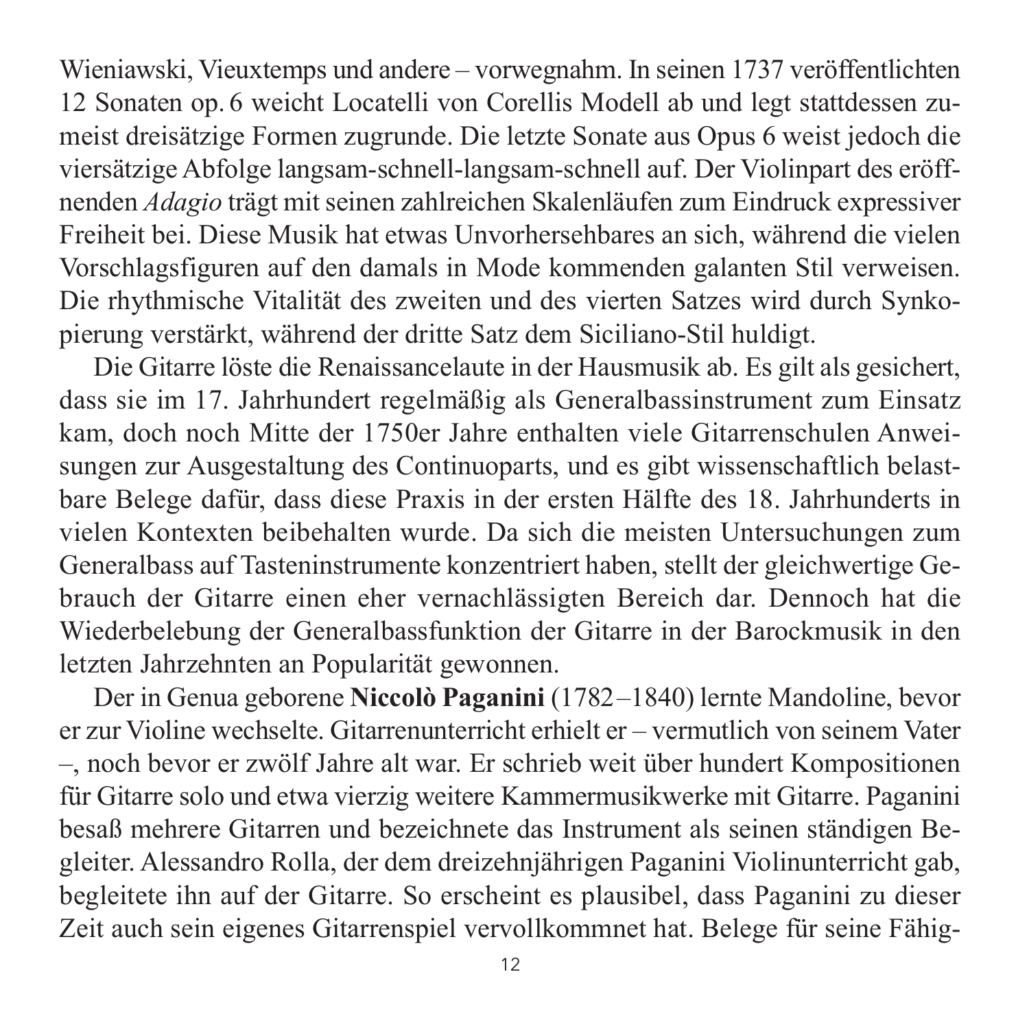Wieniawski, Vieuxtemps und andere – vorwegnahm. In seinen 1737 veröffentlichten 12 Sonaten op. 6 weicht Locatelli von Corellis Modell ab und legt stattdessen zumeist dreisätzige Formen zugrunde. Die letzte Sonate aus Opus 6 weist jedoch die viersätzige Abfolge langsam-schnell-langsam-schnell auf. Der Violinpart des eröffnenden *Adagio* trägt mit seinen zahlreichen Skalenläufen zum Eindruck expressiver Freiheit bei. Diese Musik hat etwas Unvorhersehbares an sich, während die vielen Vorschlagsfiguren auf den damals in Mode kommenden galanten Stil verweisen. Die rhythmische Vitalität des zweiten und des vierten Satzes wird durch Synkopierung verstärkt, während der dritte Satz dem Siciliano-Stil huldigt.

Die Gitarre löste die Renaissancelaute in der Hausmusik ab. Es gilt als gesichert, dass sie im 17. Jahrhundert regelmäßig als Generalbassinstrument zum Einsatz kam, doch noch Mitte der 1750er Jahre enthalten viele Gitarrenschulen Anweisungen zur Ausgestaltung des Continuoparts, und es gibt wissenschaftlich belastbare Belege dafür, dass diese Praxis in der ersten Hälfte des 18. Jahrhunderts in vielen Kontexten beibehalten wurde. Da sich die meisten Untersuchungen zum Generalbass auf Tasteninstrumente konzentriert haben, stellt der gleichwertige Gebrauch der Gitarre einen eher vernachlässigten Bereich dar. Dennoch hat die Wiederbelebung der Generalbassfunktion der Gitarre in der Barockmusik in den letzten Jahrzehnten an Popularität gewonnen.

Der in Genua geborene **Niccolò Paganini** (1782–1840) lernte Mandoline, bevor er zur Violine wechselte. Gitarrenunterricht erhielt er – vermutlich von seinem Vater –, noch bevor er zwölf Jahre alt war. Er schrieb weit über hundert Kompositionen für Gitarre solo und etwa vierzig weitere Kammermusikwerke mit Gitarre. Paganini besaß mehrere Gitarren und bezeichnete das Instrument als seinen ständigen Begleiter. Alessandro Rolla, der dem dreizehnjährigen Paganini Violinunterricht gab, begleitete ihn auf der Gitarre. So erscheint es plausibel, dass Paganini zu dieser Zeit auch sein eigenes Gitarrenspiel vervollkommnet hat. Belege für seine Fähig-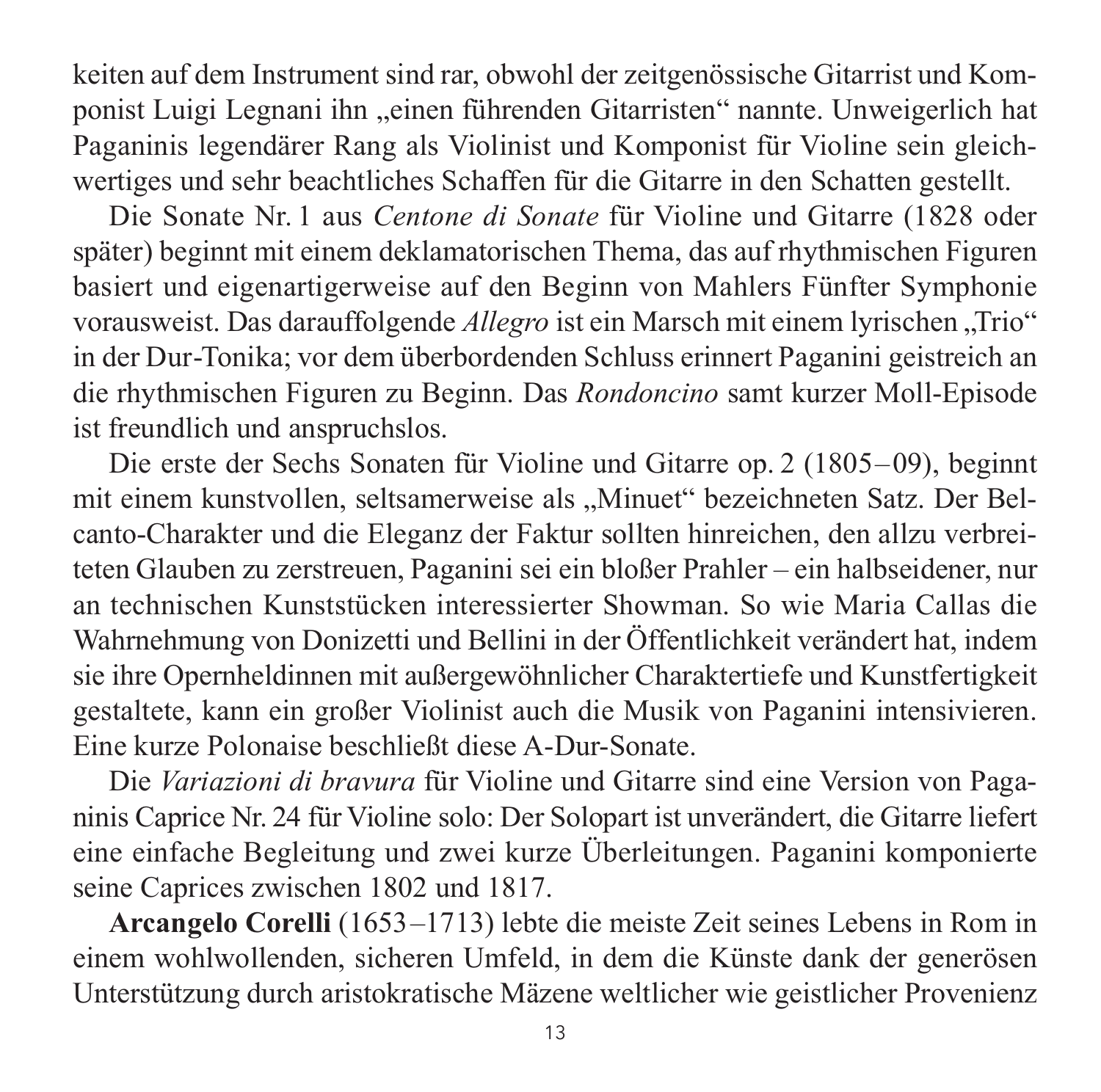keiten auf dem Instrument sind rar, obwohl der zeitgenössische Gitarrist und Komponist Luigi Legnani ihn „einen führenden Gitarristen" nannte. Unweigerlich hat Paganinis legendärer Rang als Violinist und Komponist für Violine sein gleichwertiges und sehr beachtliches Schaffen für die Gitarre in den Schatten gestellt.

Die Sonate Nr. 1 aus *Centone di Sonate* für Violine und Gitarre (1828 oder später) beginnt mit einem deklamatorischen Thema, das auf rhythmischen Figuren basiert und eigenartigerweise auf den Beginn von Mahlers Fünfter Symphonie vorausweist. Das darauffolgende *Allegro* ist ein Marsch mit einem lyrischen „Trio" in der Dur-Tonika; vor dem überbordenden Schluss erinnert Paganini geistreich an die rhythmischen Figuren zu Beginn. Das *Rondoncino* samt kurzer Moll-Episode ist freundlich und anspruchslos.

Die erste der Sechs Sonaten für Violine und Gitarre op. 2 (1805–09), beginnt mit einem kunstvollen, seltsamerweise als „Minuet" bezeichneten Satz. Der Belcanto-Charakter und die Eleganz der Faktur sollten hinreichen, den allzu verbreiteten Glauben zu zerstreuen, Paganini sei ein bloßer Prahler – ein halbseidener, nur an technischen Kunststücken interessierter Showman. So wie Maria Callas die Wahrnehmung von Donizetti und Bellini in der Öffentlichkeit verändert hat, indem sie ihre Opernheldinnen mit außergewöhnlicher Charaktertiefe und Kunstfertigkeit gestaltete, kann ein großer Violinist auch die Musik von Paganini intensivieren. Eine kurze Polonaise beschließt diese A-Dur-Sonate.

Die *Variazioni di bravura* für Violine und Gitarre sind eine Version von Paganinis Caprice Nr. 24 für Violine solo: Der Solopart ist unverändert, die Gitarre liefert eine einfache Begleitung und zwei kurze Überleitungen. Paganini komponierte seine Caprices zwischen 1802 und 1817.

**Arcangelo Corelli** (1653–1713) lebte die meiste Zeit seines Lebens in Rom in einem wohlwollenden, sicheren Umfeld, in dem die Künste dank der generösen Unterstützung durch aristokratische Mäzene weltlicher wie geistlicher Provenienz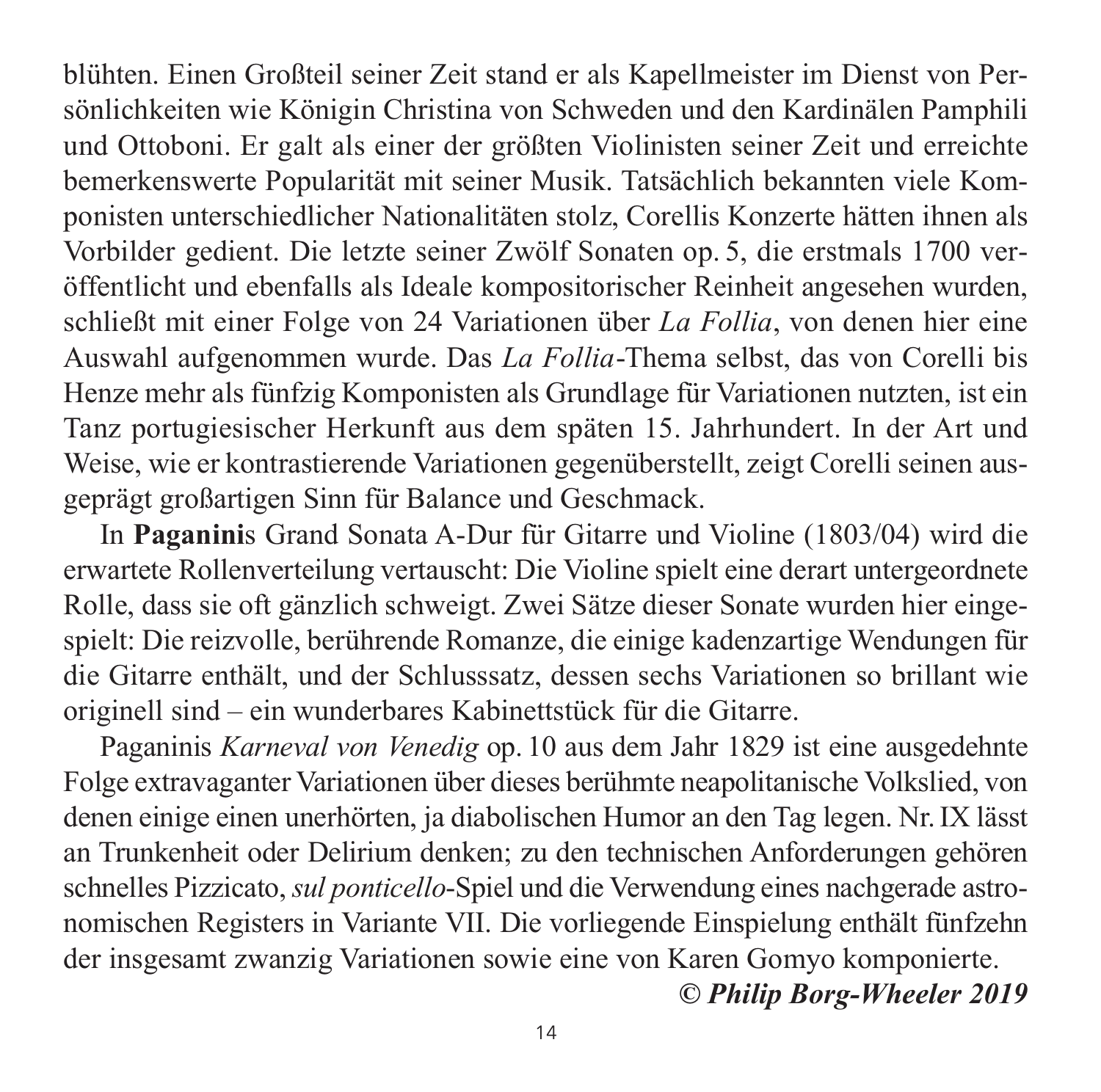blühten. Einen Großteil seiner Zeit stand er als Kapellmeister im Dienst von Persönlichkeiten wie Königin Christina von Schweden und den Kardinälen Pamphili und Ottoboni. Er galt als einer der größten Violinisten seiner Zeit und erreichte bemerkenswerte Popularität mit seiner Musik. Tatsächlich bekannten viele Komponisten unterschiedlicher Nationalitäten stolz, Corellis Konzerte hätten ihnen als Vorbilder gedient. Die letzte seiner Zwölf Sonaten op. 5, die erstmals 1700 veröffentlicht und ebenfalls als Ideale kompositorischer Reinheit angesehen wurden, schließt mit einer Folge von 24 Variationen über *La Follia*, von denen hier eine Auswahl aufgenommen wurde. Das *La Follia*-Thema selbst, das von Corelli bis Henze mehr als fünfzig Komponisten als Grundlage für Variationen nutzten, ist ein Tanz portugiesischer Herkunft aus dem späten 15. Jahrhundert. In der Art und Weise, wie er kontrastierende Variationen gegenüberstellt, zeigt Corelli seinen ausgeprägt großartigen Sinn für Balance und Geschmack.

In **Paganini**s Grand Sonata A-Dur für Gitarre und Violine (1803/04) wird die erwartete Rollenverteilung vertauscht: Die Violine spielt eine derart untergeordnete Rolle, dass sie oft gänzlich schweigt. Zwei Sätze dieser Sonate wurden hier eingespielt: Die reizvolle, berührende Romanze, die einige kadenzartige Wendungen für die Gitarre enthält, und der Schlusssatz, dessen sechs Variationen so brillant wie originell sind – ein wunderbares Kabinettstück für die Gitarre.

Paganinis *Karneval von Venedig* op. 10 aus dem Jahr 1829 ist eine ausgedehnte Folge extravaganter Variationen über dieses berühmte neapolitanische Volkslied, von denen einige einen unerhörten, ja diabolischen Humor an den Tag legen. Nr. IX lässt an Trunkenheit oder Delirium denken; zu den technischen Anforderungen gehören schnelles Pizzicato, *sul ponticello*-Spiel und die Verwendung eines nachgerade astronomischen Registers in Variante VII. Die vorliegende Einspielung enthält fünfzehn der insgesamt zwanzig Variationen sowie eine von Karen Gomyo komponierte.

***© Philip Borg-Wheeler 2019***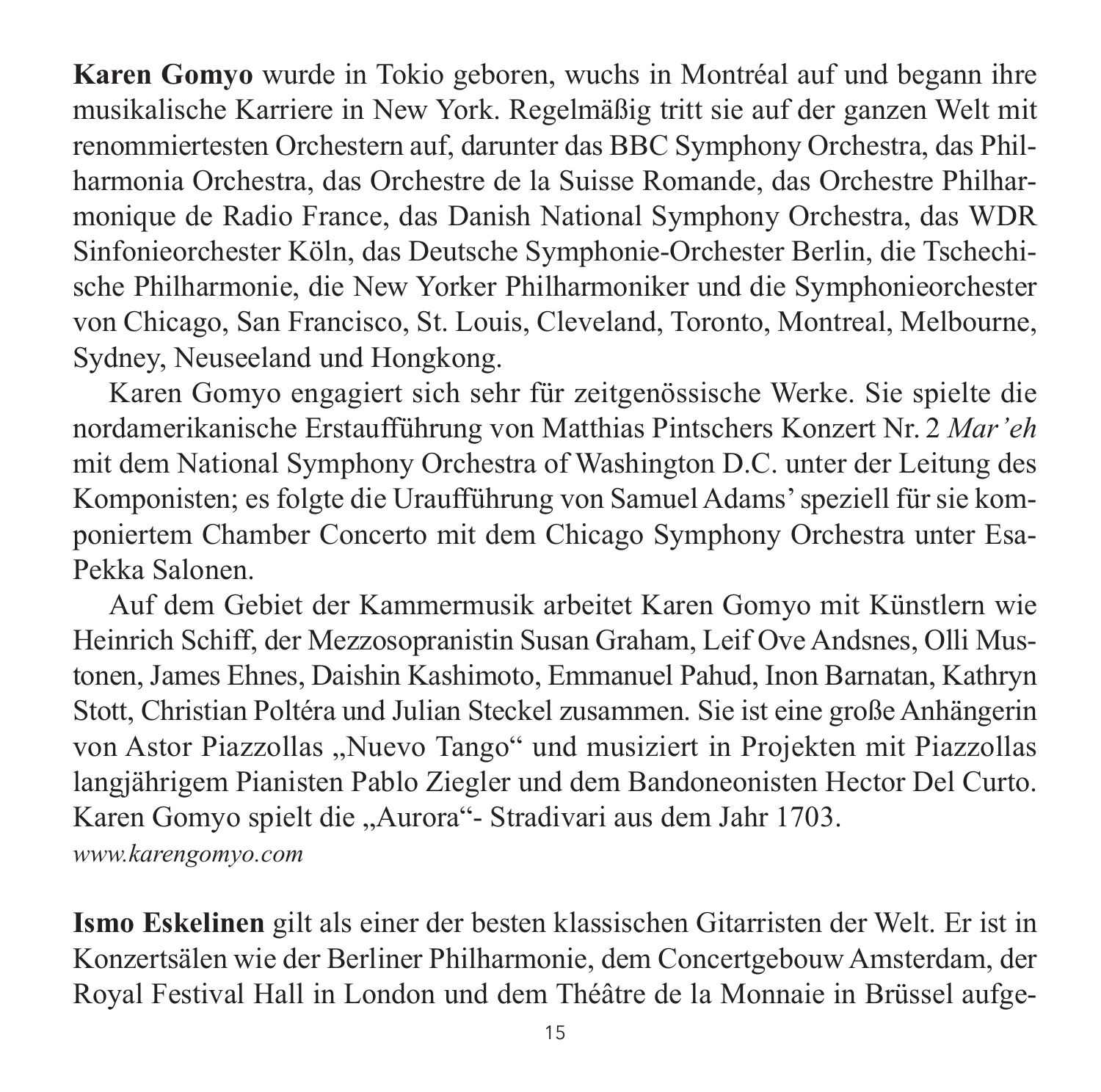**Karen Gomyo** wurde in Tokio geboren, wuchs in Montréal auf und begann ihre musikalische Karriere in New York. Regelmäßig tritt sie auf der ganzen Welt mit renommiertesten Orchestern auf, darunter das BBC Symphony Orchestra, das Philharmonia Orchestra, das Orchestre de la Suisse Romande, das Orchestre Philharmonique de Radio France, das Danish National Symphony Orchestra, das WDR Sinfonieorchester Köln, das Deutsche Symphonie-Orchester Berlin, die Tschechische Philharmonie, die New Yorker Philharmoniker und die Symphonieorchester von Chicago, San Francisco, St. Louis, Cleveland, Toronto, Montreal, Melbourne, Sydney, Neuseeland und Hongkong.

Karen Gomyo engagiert sich sehr für zeitgenössische Werke. Sie spielte die nordamerikanische Erstaufführung von Matthias Pintschers Konzert Nr. 2 *Mar'eh* mit dem National Symphony Orchestra of Washington D.C. unter der Leitung des Komponisten; es folgte die Uraufführung von Samuel Adams' speziell für sie komponiertem Chamber Concerto mit dem Chicago Symphony Orchestra unter Esa-Pekka Salonen.

Auf dem Gebiet der Kammermusik arbeitet Karen Gomyo mit Künstlern wie Heinrich Schiff, der Mezzosopranistin Susan Graham, Leif Ove Andsnes, Olli Mustonen, James Ehnes, Daishin Kashimoto, Emmanuel Pahud, Inon Barnatan, Kathryn Stott, Christian Poltéra und Julian Steckel zusammen. Sie ist eine große Anhängerin von Astor Piazzollas „Nuevo Tango" und musiziert in Projekten mit Piazzollas langjährigem Pianisten Pablo Ziegler und dem Bandoneonisten Hector Del Curto. Karen Gomyo spielt die „Aurora"- Stradivari aus dem Jahr 1703.
*www.karengomyo.com*

**Ismo Eskelinen** gilt als einer der besten klassischen Gitarristen der Welt. Er ist in Konzertsälen wie der Berliner Philharmonie, dem Concertgebouw Amsterdam, der Royal Festival Hall in London und dem Théâtre de la Monnaie in Brüssel aufge-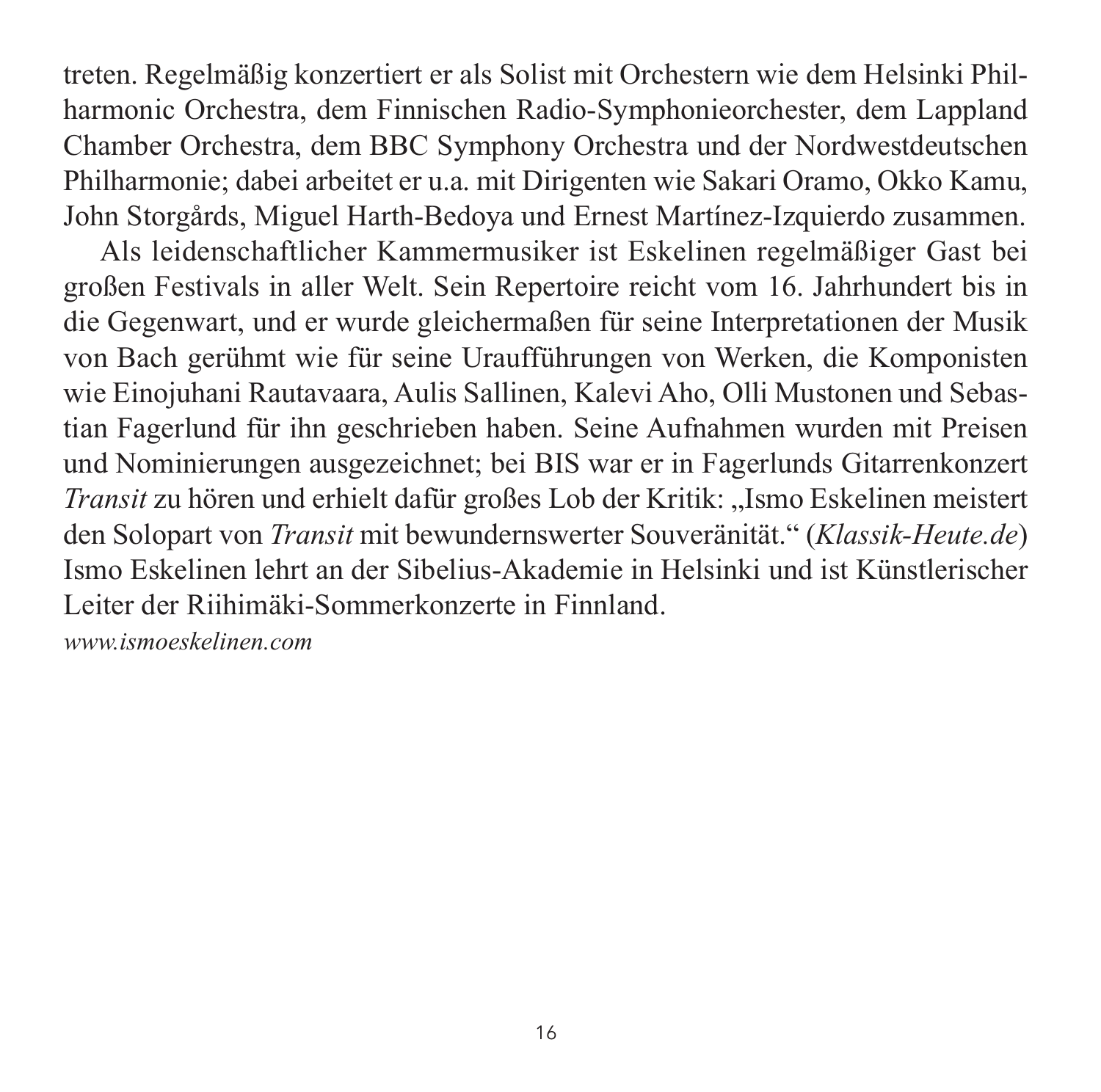treten. Regelmäßig konzertiert er als Solist mit Orchestern wie dem Helsinki Philharmonic Orchestra, dem Finnischen Radio-Symphonieorchester, dem Lappland Chamber Orchestra, dem BBC Symphony Orchestra und der Nordwestdeutschen Philharmonie; dabei arbeitet er u.a. mit Dirigenten wie Sakari Oramo, Okko Kamu, John Storgårds, Miguel Harth-Bedoya und Ernest Martínez-Izquierdo zusammen.

Als leidenschaftlicher Kammermusiker ist Eskelinen regelmäßiger Gast bei großen Festivals in aller Welt. Sein Repertoire reicht vom 16. Jahrhundert bis in die Gegenwart, und er wurde gleichermaßen für seine Interpretationen der Musik von Bach gerühmt wie für seine Uraufführungen von Werken, die Komponisten wie Einojuhani Rautavaara, Aulis Sallinen, Kalevi Aho, Olli Mustonen und Sebastian Fagerlund für ihn geschrieben haben. Seine Aufnahmen wurden mit Preisen und Nominierungen ausgezeichnet; bei BIS war er in Fagerlunds Gitarrenkonzert *Transit* zu hören und erhielt dafür großes Lob der Kritik: „Ismo Eskelinen meistert den Solopart von *Transit* mit bewundernswerter Souveränität.“ (*Klassik-Heute.de*) Ismo Eskelinen lehrt an der Sibelius-Akademie in Helsinki und ist Künstlerischer Leiter der Riihimäki-Sommerkonzerte in Finnland.

*www.ismoeskelinen.com*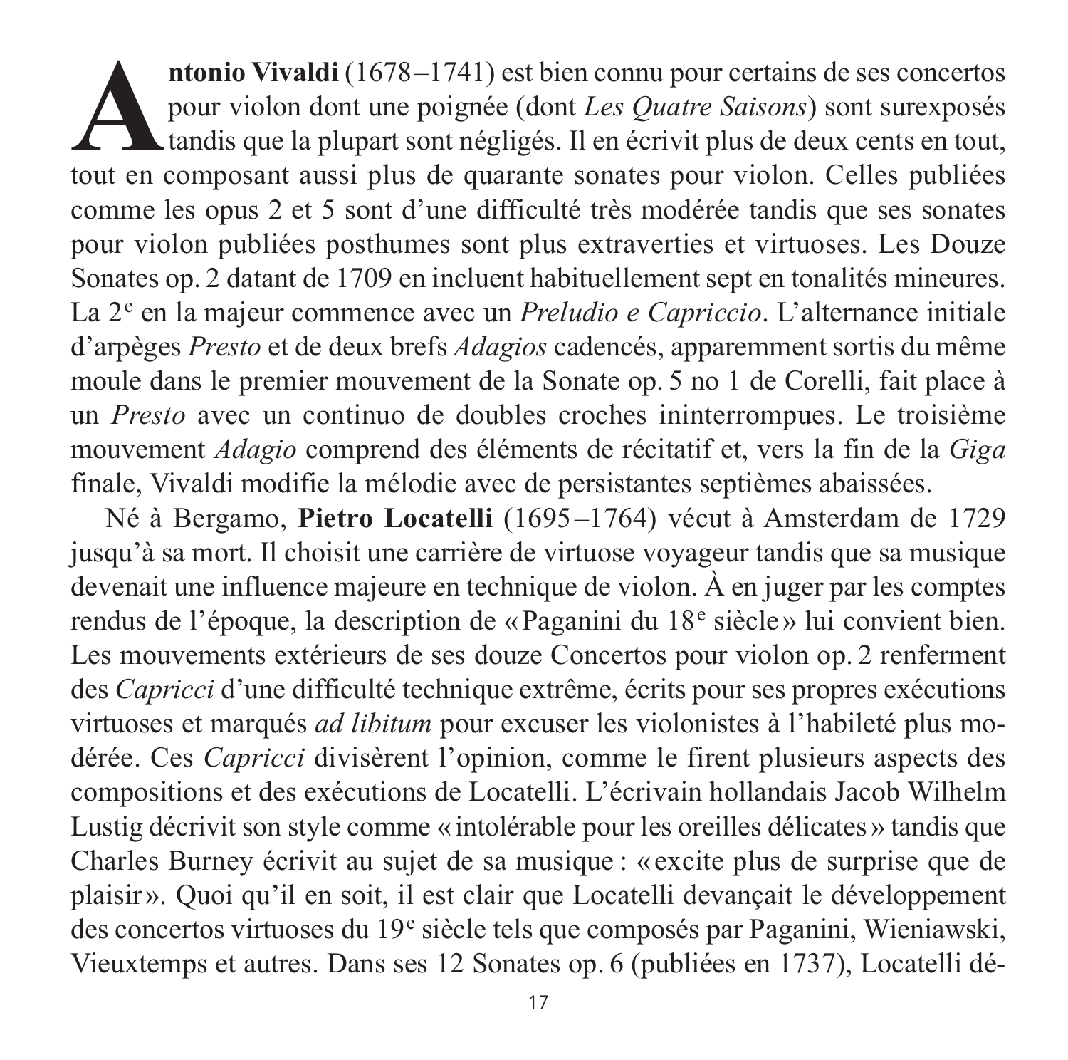**Antonio Vivaldi** (1678–1741) est bien connu pour certains de ses concertos pour violon dont une poignée (dont *Les Quatre Saisons*) sont surexposés tandis que la plupart sont négligés. Il en écrivit plus de deux cents en tout, tout en composant aussi plus de quarante sonates pour violon. Celles publiées comme les opus 2 et 5 sont d'une difficulté très modérée tandis que ses sonates pour violon publiées posthumes sont plus extraverties et virtuoses. Les Douze Sonates op. 2 datant de 1709 en incluent habituellement sept en tonalités mineures. La 2e en la majeur commence avec un *Preludio e Capriccio*. L'alternance initiale d'arpèges *Presto* et de deux brefs *Adagios* cadencés, apparemment sortis du même moule dans le premier mouvement de la Sonate op. 5 no 1 de Corelli, fait place à un *Presto* avec un continuo de doubles croches ininterrompues. Le troisième mouvement *Adagio* comprend des éléments de récitatif et, vers la fin de la *Giga* finale, Vivaldi modifie la mélodie avec de persistantes septièmes abaissées.

Né à Bergamo, **Pietro Locatelli** (1695–1764) vécut à Amsterdam de 1729 jusqu'à sa mort. Il choisit une carrière de virtuose voyageur tandis que sa musique devenait une influence majeure en technique de violon. À en juger par les comptes rendus de l'époque, la description de « Paganini du 18e siècle » lui convient bien. Les mouvements extérieurs de ses douze Concertos pour violon op. 2 renferment des *Capricci* d'une difficulté technique extrême, écrits pour ses propres exécutions virtuoses et marqués *ad libitum* pour excuser les violonistes à l'habileté plus modérée. Ces *Capricci* divisèrent l'opinion, comme le firent plusieurs aspects des compositions et des exécutions de Locatelli. L'écrivain hollandais Jacob Wilhelm Lustig décrivit son style comme « intolérable pour les oreilles délicates » tandis que Charles Burney écrivit au sujet de sa musique : « excite plus de surprise que de plaisir ». Quoi qu'il en soit, il est clair que Locatelli devançait le développement des concertos virtuoses du 19e siècle tels que composés par Paganini, Wieniawski, Vieuxtemps et autres. Dans ses 12 Sonates op. 6 (publiées en 1737), Locatelli dé-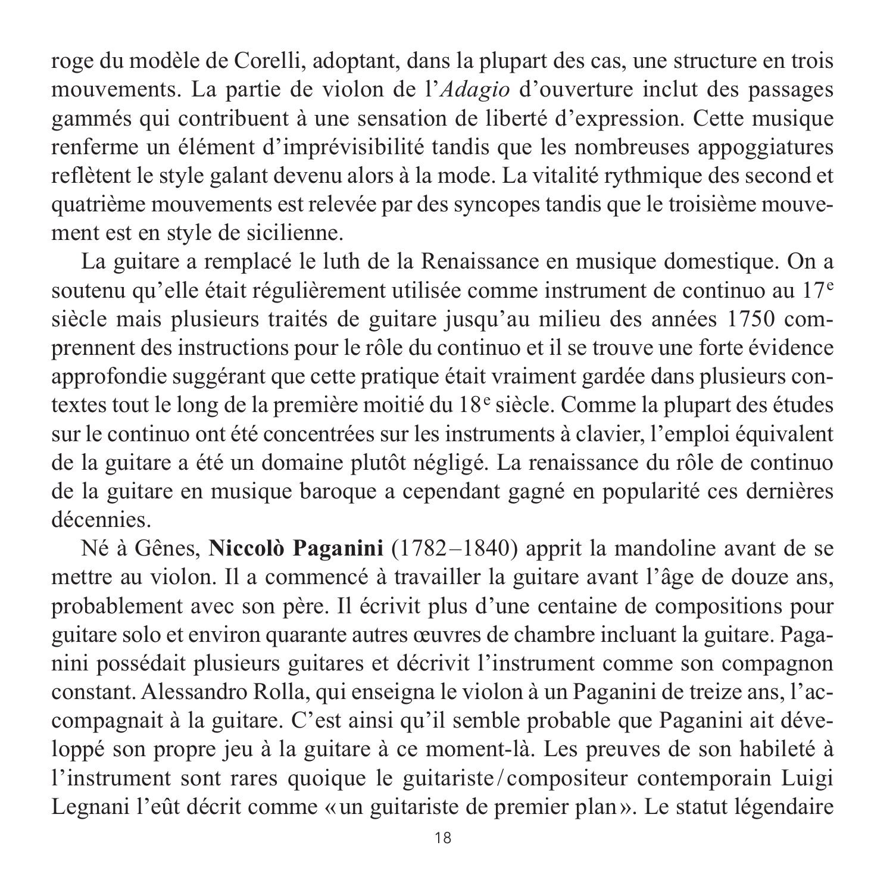roge du modèle de Corelli, adoptant, dans la plupart des cas, une structure en trois mouvements. La partie de violon de l'*Adagio* d'ouverture inclut des passages gammés qui contribuent à une sensation de liberté d'expression. Cette musique renferme un élément d'imprévisibilité tandis que les nombreuses appoggiatures reflètent le style galant devenu alors à la mode. La vitalité rythmique des second et quatrième mouvements est relevée par des syncopes tandis que le troisième mouvement est en style de sicilienne.

La guitare a remplacé le luth de la Renaissance en musique domestique. On a soutenu qu'elle était régulièrement utilisée comme instrument de continuo au 17e siècle mais plusieurs traités de guitare jusqu'au milieu des années 1750 comprennent des instructions pour le rôle du continuo et il se trouve une forte évidence approfondie suggérant que cette pratique était vraiment gardée dans plusieurs contextes tout le long de la première moitié du 18e siècle. Comme la plupart des études sur le continuo ont été concentrées sur les instruments à clavier, l'emploi équivalent de la guitare a été un domaine plutôt négligé. La renaissance du rôle de continuo de la guitare en musique baroque a cependant gagné en popularité ces dernières décennies.

Né à Gênes, **Niccolò Paganini** (1782–1840) apprit la mandoline avant de se mettre au violon. Il a commencé à travailler la guitare avant l'âge de douze ans, probablement avec son père. Il écrivit plus d'une centaine de compositions pour guitare solo et environ quarante autres œuvres de chambre incluant la guitare. Paganini possédait plusieurs guitares et décrivit l'instrument comme son compagnon constant. Alessandro Rolla, qui enseigna le violon à un Paganini de treize ans, l'accompagnait à la guitare. C'est ainsi qu'il semble probable que Paganini ait développé son propre jeu à la guitare à ce moment-là. Les preuves de son habileté à l'instrument sont rares quoique le guitariste/compositeur contemporain Luigi Legnani l'eût décrit comme «un guitariste de premier plan». Le statut légendaire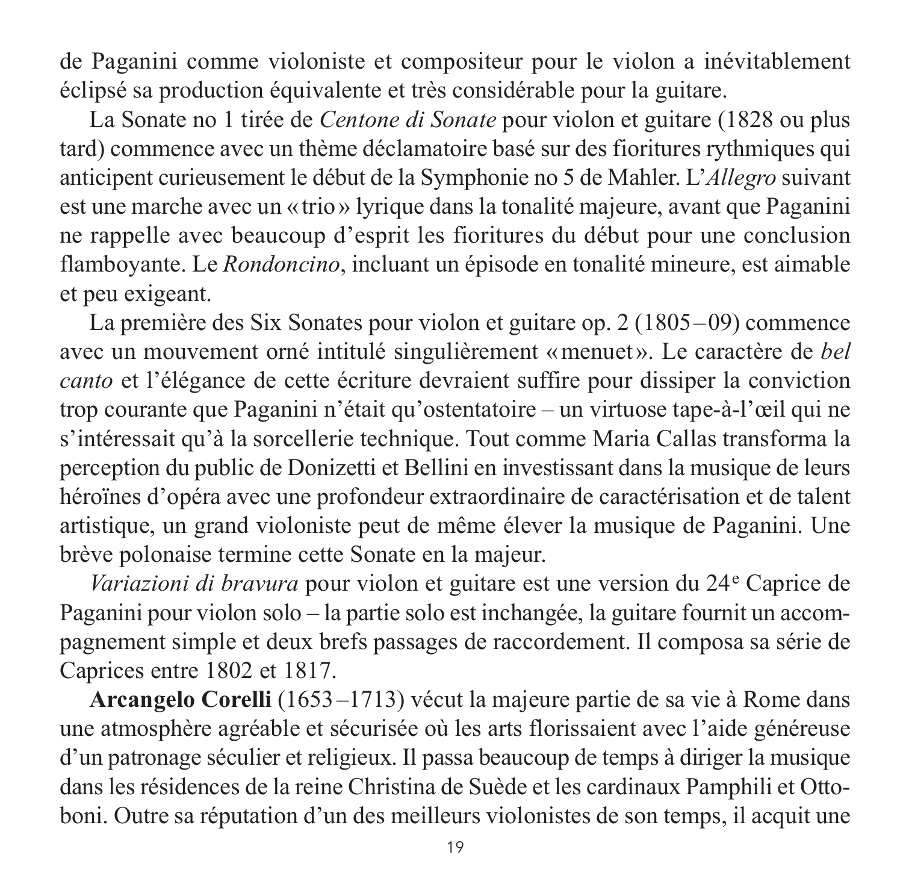de Paganini comme violoniste et compositeur pour le violon a inévitablement éclipsé sa production équivalente et très considérable pour la guitare.

La Sonate no 1 tirée de *Centone di Sonate* pour violon et guitare (1828 ou plus tard) commence avec un thème déclamatoire basé sur des fioritures rythmiques qui anticipent curieusement le début de la Symphonie no 5 de Mahler. L'*Allegro* suivant est une marche avec un «trio» lyrique dans la tonalité majeure, avant que Paganini ne rappelle avec beaucoup d'esprit les fioritures du début pour une conclusion flamboyante. Le *Rondoncino*, incluant un épisode en tonalité mineure, est aimable et peu exigeant.

La première des Six Sonates pour violon et guitare op. 2 (1805–09) commence avec un mouvement orné intitulé singulièrement «menuet». Le caractère de *bel canto* et l'élégance de cette écriture devraient suffire pour dissiper la conviction trop courante que Paganini n'était qu'ostentatoire – un virtuose tape-à-l'œil qui ne s'intéressait qu'à la sorcellerie technique. Tout comme Maria Callas transforma la perception du public de Donizetti et Bellini en investissant dans la musique de leurs héroïnes d'opéra avec une profondeur extraordinaire de caractérisation et de talent artistique, un grand violoniste peut de même élever la musique de Paganini. Une brève polonaise termine cette Sonate en la majeur.

*Variazioni di bravura* pour violon et guitare est une version du 24e Caprice de Paganini pour violon solo – la partie solo est inchangée, la guitare fournit un accompagnement simple et deux brefs passages de raccordement. Il composa sa série de Caprices entre 1802 et 1817.

**Arcangelo Corelli** (1653–1713) vécut la majeure partie de sa vie à Rome dans une atmosphère agréable et sécurisée où les arts florissaient avec l'aide généreuse d'un patronage séculier et religieux. Il passa beaucoup de temps à diriger la musique dans les résidences de la reine Christina de Suède et les cardinaux Pamphili et Ottoboni. Outre sa réputation d'un des meilleurs violonistes de son temps, il acquit une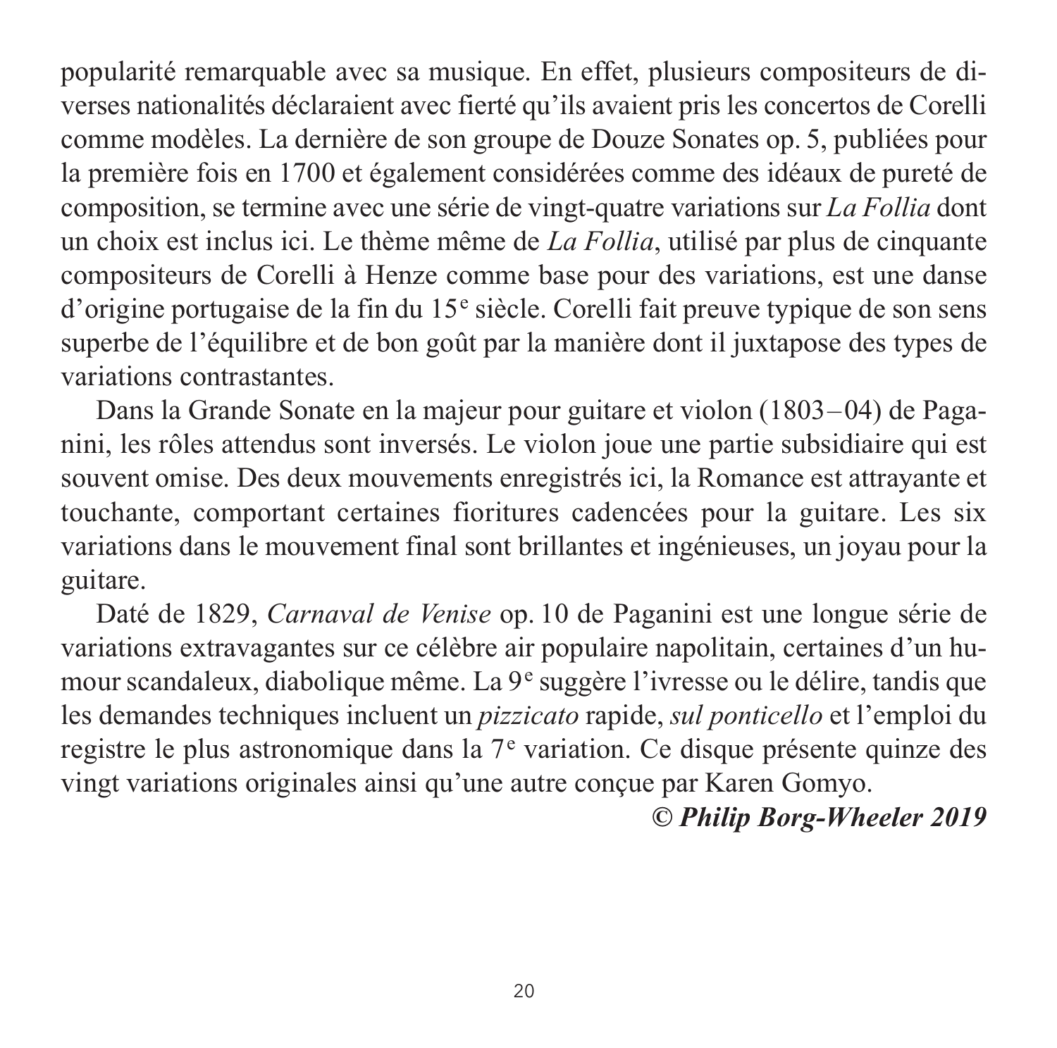popularité remarquable avec sa musique. En effet, plusieurs compositeurs de diverses nationalités déclaraient avec fierté qu'ils avaient pris les concertos de Corelli comme modèles. La dernière de son groupe de Douze Sonates op. 5, publiées pour la première fois en 1700 et également considérées comme des idéaux de pureté de composition, se termine avec une série de vingt-quatre variations sur *La Follia* dont un choix est inclus ici. Le thème même de *La Follia*, utilisé par plus de cinquante compositeurs de Corelli à Henze comme base pour des variations, est une danse d'origine portugaise de la fin du 15e siècle. Corelli fait preuve typique de son sens superbe de l'équilibre et de bon goût par la manière dont il juxtapose des types de variations contrastantes.

Dans la Grande Sonate en la majeur pour guitare et violon (1803–04) de Paganini, les rôles attendus sont inversés. Le violon joue une partie subsidiaire qui est souvent omise. Des deux mouvements enregistrés ici, la Romance est attrayante et touchante, comportant certaines fioritures cadencées pour la guitare. Les six variations dans le mouvement final sont brillantes et ingénieuses, un joyau pour la guitare.

Daté de 1829, *Carnaval de Venise* op. 10 de Paganini est une longue série de variations extravagantes sur ce célèbre air populaire napolitain, certaines d'un humour scandaleux, diabolique même. La 9e suggère l'ivresse ou le délire, tandis que les demandes techniques incluent un *pizzicato* rapide, *sul ponticello* et l'emploi du registre le plus astronomique dans la 7e variation. Ce disque présente quinze des vingt variations originales ainsi qu'une autre conçue par Karen Gomyo.

***© Philip Borg-Wheeler 2019***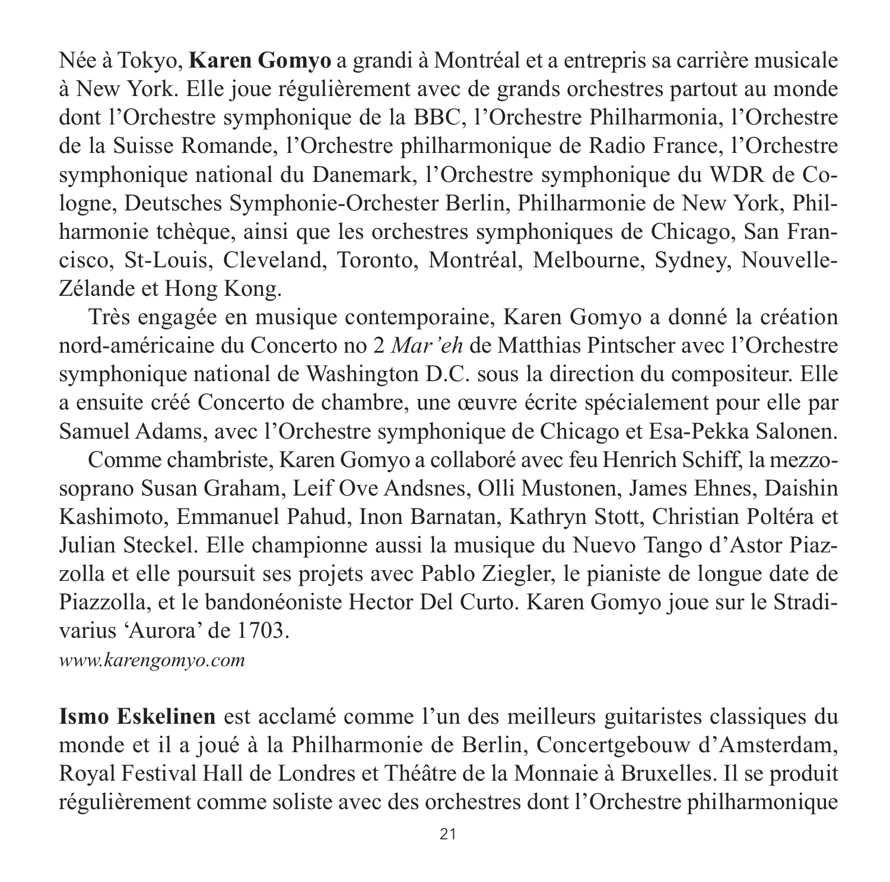Née à Tokyo, **Karen Gomyo** a grandi à Montréal et a entrepris sa carrière musicale à New York. Elle joue régulièrement avec de grands orchestres partout au monde dont l'Orchestre symphonique de la BBC, l'Orchestre Philharmonia, l'Orchestre de la Suisse Romande, l'Orchestre philharmonique de Radio France, l'Orchestre symphonique national du Danemark, l'Orchestre symphonique du WDR de Cologne, Deutsches Symphonie-Orchester Berlin, Philharmonie de New York, Philharmonie tchèque, ainsi que les orchestres symphoniques de Chicago, San Francisco, St-Louis, Cleveland, Toronto, Montréal, Melbourne, Sydney, Nouvelle-Zélande et Hong Kong.

Très engagée en musique contemporaine, Karen Gomyo a donné la création nord-américaine du Concerto no 2 *Mar'eh* de Matthias Pintscher avec l'Orchestre symphonique national de Washington D.C. sous la direction du compositeur. Elle a ensuite créé Concerto de chambre, une œuvre écrite spécialement pour elle par Samuel Adams, avec l'Orchestre symphonique de Chicago et Esa-Pekka Salonen.

Comme chambriste, Karen Gomyo a collaboré avec feu Henrich Schiff, la mezzo-soprano Susan Graham, Leif Ove Andsnes, Olli Mustonen, James Ehnes, Daishin Kashimoto, Emmanuel Pahud, Inon Barnatan, Kathryn Stott, Christian Poltéra et Julian Steckel. Elle championne aussi la musique du Nuevo Tango d'Astor Piazzolla et elle poursuit ses projets avec Pablo Ziegler, le pianiste de longue date de Piazzolla, et le bandonéoniste Hector Del Curto. Karen Gomyo joue sur le Stradivarius 'Aurora' de 1703.

*www.karengomyo.com*

**Ismo Eskelinen** est acclamé comme l'un des meilleurs guitaristes classiques du monde et il a joué à la Philharmonie de Berlin, Concertgebouw d'Amsterdam, Royal Festival Hall de Londres et Théâtre de la Monnaie à Bruxelles. Il se produit régulièrement comme soliste avec des orchestres dont l'Orchestre philharmonique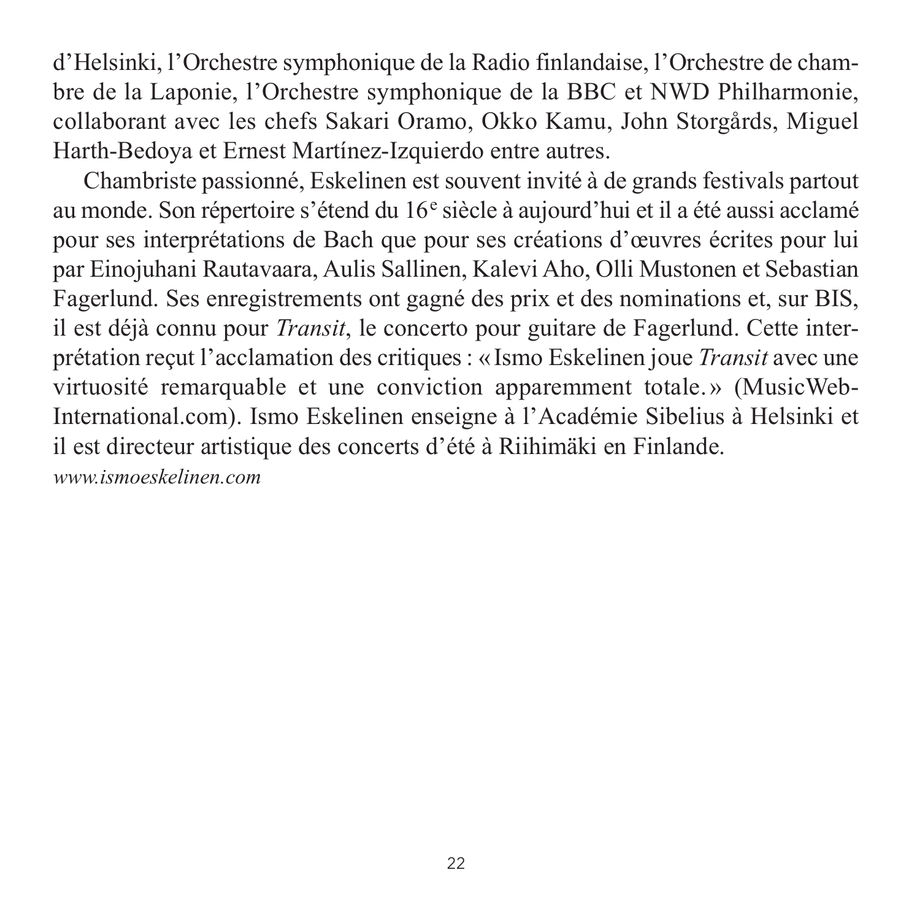d'Helsinki, l'Orchestre symphonique de la Radio finlandaise, l'Orchestre de chambre de la Laponie, l'Orchestre symphonique de la BBC et NWD Philharmonie, collaborant avec les chefs Sakari Oramo, Okko Kamu, John Storgårds, Miguel Harth-Bedoya et Ernest Martínez-Izquierdo entre autres.

Chambriste passionné, Eskelinen est souvent invité à de grands festivals partout au monde. Son répertoire s'étend du 16e siècle à aujourd'hui et il a été aussi acclamé pour ses interprétations de Bach que pour ses créations d'œuvres écrites pour lui par Einojuhani Rautavaara, Aulis Sallinen, Kalevi Aho, Olli Mustonen et Sebastian Fagerlund. Ses enregistrements ont gagné des prix et des nominations et, sur BIS, il est déjà connu pour *Transit*, le concerto pour guitare de Fagerlund. Cette interprétation reçut l'acclamation des critiques : « Ismo Eskelinen joue *Transit* avec une virtuosité remarquable et une conviction apparemment totale. » (MusicWeb-International.com). Ismo Eskelinen enseigne à l'Académie Sibelius à Helsinki et il est directeur artistique des concerts d'été à Riihimäki en Finlande.

*www.ismoeskelinen.com*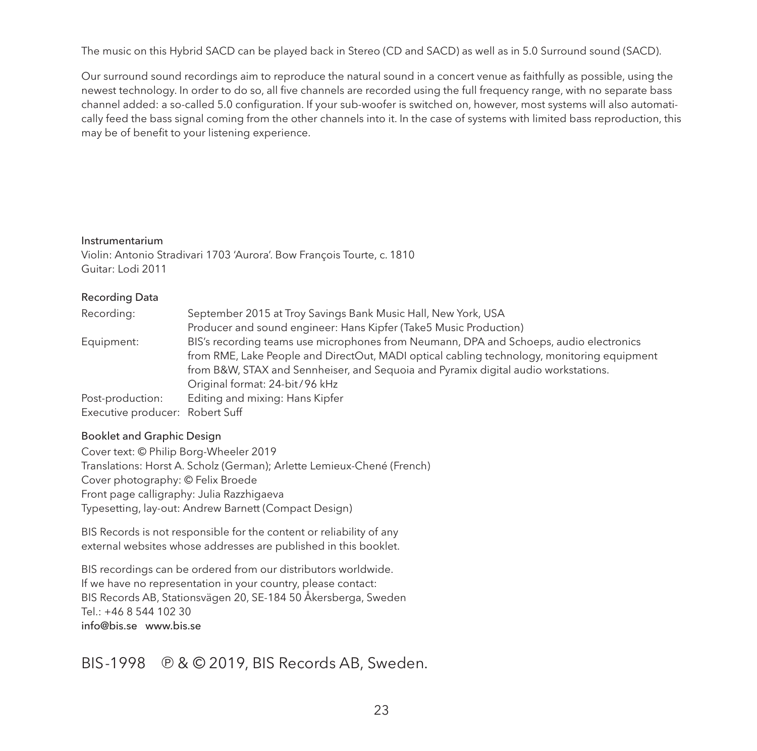The music on this Hybrid SACD can be played back in Stereo (CD and SACD) as well as in 5.0 Surround sound (SACD).

Our surround sound recordings aim to reproduce the natural sound in a concert venue as faithfully as possible, using the newest technology. In order to do so, all five channels are recorded using the full frequency range, with no separate bass channel added: a so-called 5.0 configuration. If your sub-woofer is switched on, however, most systems will also automatically feed the bass signal coming from the other channels into it. In the case of systems with limited bass reproduction, this may be of benefit to your listening experience.

### Instrumentarium

Violin: Antonio Stradivari 1703 'Aurora'. Bow François Tourte, c. 1810
Guitar: Lodi 2011

### Recording Data

| | |
|---|---|
| Recording: | September 2015 at Troy Savings Bank Music Hall, New York, USA<br>Producer and sound engineer: Hans Kipfer (Take5 Music Production) |
| Equipment: | BIS's recording teams use microphones from Neumann, DPA and Schoeps, audio electronics from RME, Lake People and DirectOut, MADI optical cabling technology, monitoring equipment from B&W, STAX and Sennheiser, and Sequoia and Pyramix digital audio workstations.<br>Original format: 24-bit / 96 kHz |
| Post-production: | Editing and mixing: Hans Kipfer |
| Executive producer: | Robert Suff |

### Booklet and Graphic Design

Cover text: © Philip Borg-Wheeler 2019
Translations: Horst A. Scholz (German); Arlette Lemieux-Chené (French)
Cover photography: © Felix Broede
Front page calligraphy: Julia Razzhigaeva
Typesetting, lay-out: Andrew Barnett (Compact Design)

BIS Records is not responsible for the content or reliability of any external websites whose addresses are published in this booklet.

BIS recordings can be ordered from our distributors worldwide.
If we have no representation in your country, please contact:
BIS Records AB, Stationsvägen 20, SE-184 50 Åkersberga, Sweden
Tel.: +46 8 544 102 30
**info@bis.se www.bis.se**

BIS-1998 ℗ & © 2019, BIS Records AB, Sweden.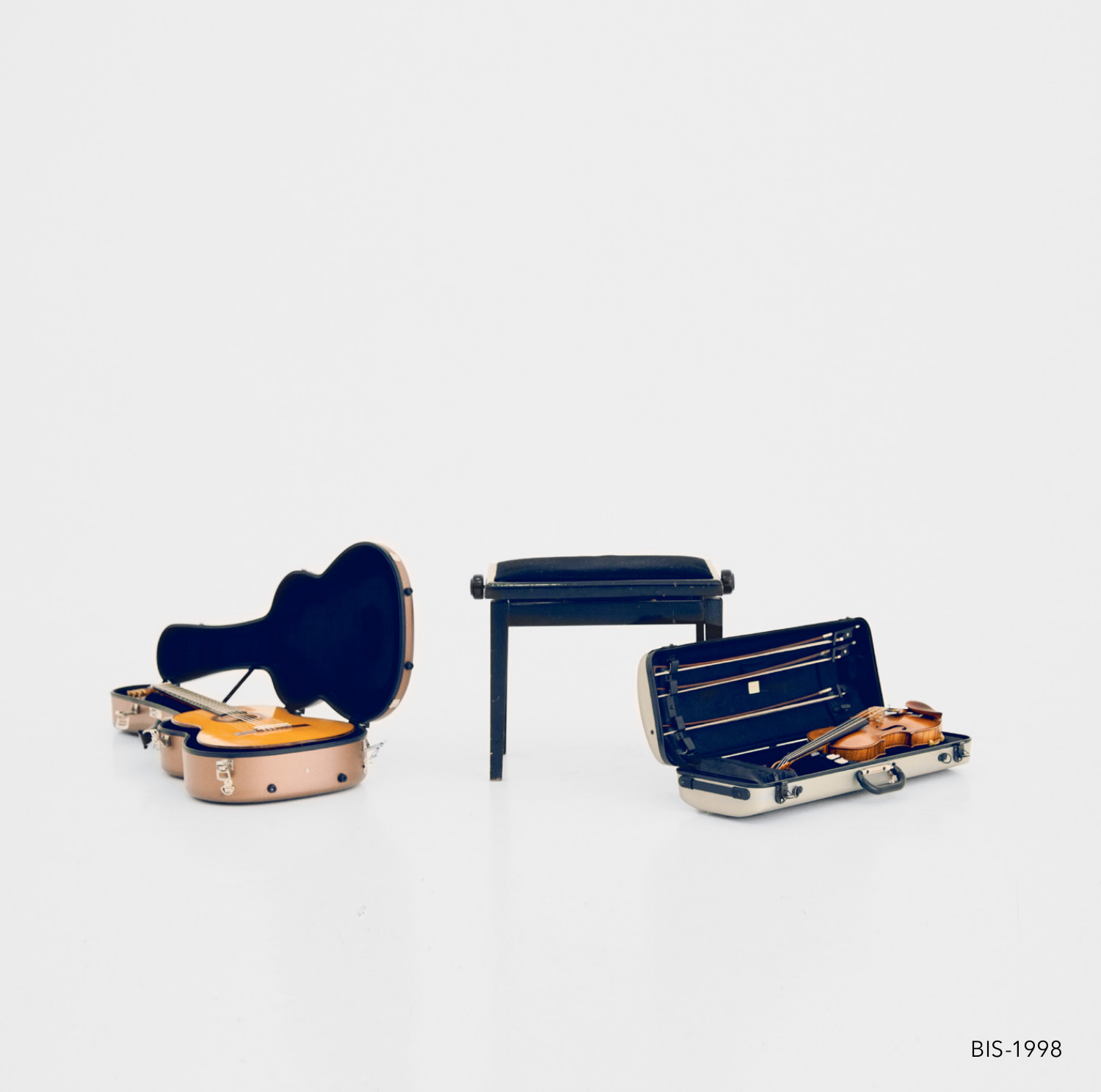BIS-1998